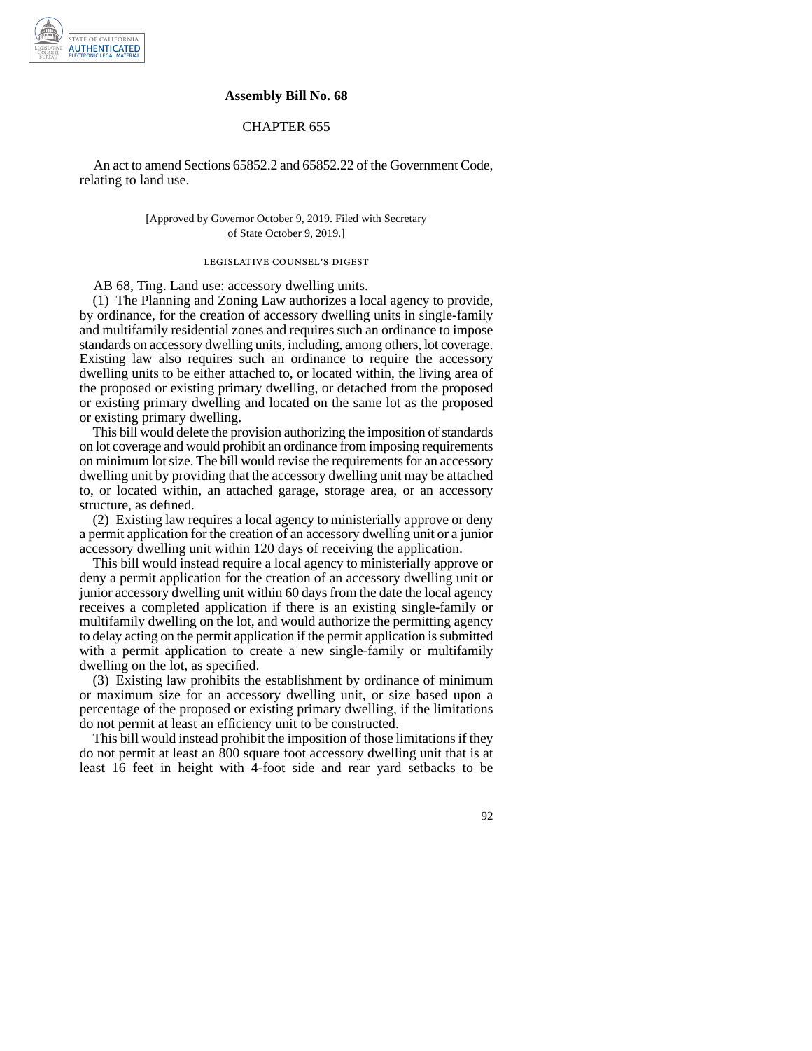# Assembly Bill No. 68

## CHAPTER 655

An act to amend Sections 65852.2 and 65852.22 of the Government Code, relating to land use.

[Approved by Governor October 9, 2019. Filed with Secretary of State October 9, 2019.]

### LEGISLATIVE COUNSEL'S DIGEST

AB 68, Ting. Land use: accessory dwelling units.

(1) The Planning and Zoning Law authorizes a local agency to provide, by ordinance, for the creation of accessory dwelling units in single-family and multifamily residential zones and requires such an ordinance to impose standards on accessory dwelling units, including, among others, lot coverage. Existing law also requires such an ordinance to require the accessory dwelling units to be either attached to, or located within, the living area of the proposed or existing primary dwelling, or detached from the proposed or existing primary dwelling and located on the same lot as the proposed or existing primary dwelling.

This bill would delete the provision authorizing the imposition of standards on lot coverage and would prohibit an ordinance from imposing requirements on minimum lot size. The bill would revise the requirements for an accessory dwelling unit by providing that the accessory dwelling unit may be attached to, or located within, an attached garage, storage area, or an accessory structure, as defined.

(2) Existing law requires a local agency to ministerially approve or deny a permit application for the creation of an accessory dwelling unit or a junior accessory dwelling unit within 120 days of receiving the application.

This bill would instead require a local agency to ministerially approve or deny a permit application for the creation of an accessory dwelling unit or junior accessory dwelling unit within 60 days from the date the local agency receives a completed application if there is an existing single-family or multifamily dwelling on the lot, and would authorize the permitting agency to delay acting on the permit application if the permit application is submitted with a permit application to create a new single-family or multifamily dwelling on the lot, as specified.

(3) Existing law prohibits the establishment by ordinance of minimum or maximum size for an accessory dwelling unit, or size based upon a percentage of the proposed or existing primary dwelling, if the limitations do not permit at least an efficiency unit to be constructed.

This bill would instead prohibit the imposition of those limitations if they do not permit at least an 800 square foot accessory dwelling unit that is at least 16 feet in height with 4-foot side and rear yard setbacks to be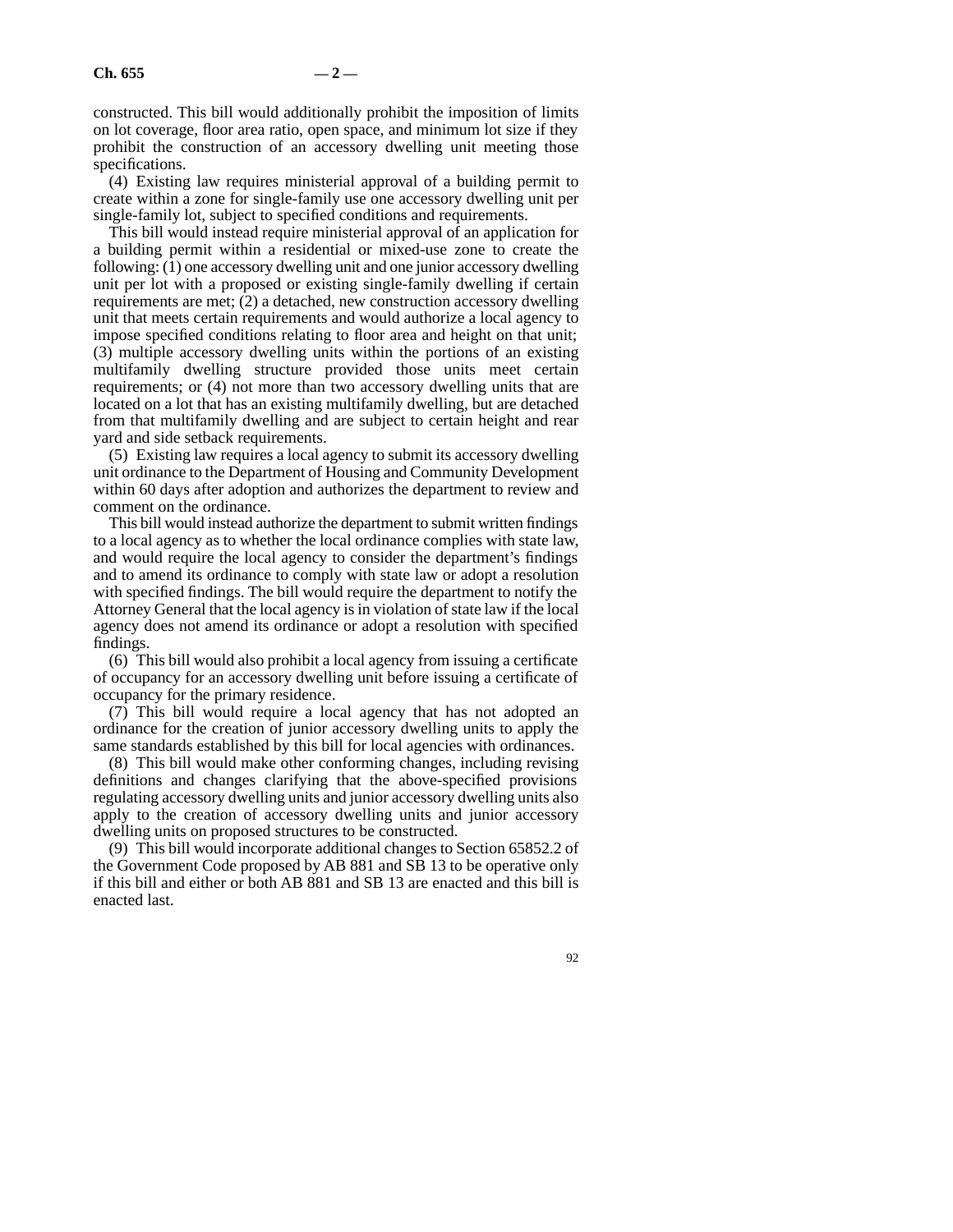constructed. This bill would additionally prohibit the imposition of limits on lot coverage, floor area ratio, open space, and minimum lot size if they prohibit the construction of an accessory dwelling unit meeting those specifications.

(4) Existing law requires ministerial approval of a building permit to create within a zone for single-family use one accessory dwelling unit per single-family lot, subject to specified conditions and requirements.

This bill would instead require ministerial approval of an application for a building permit within a residential or mixed-use zone to create the following: (1) one accessory dwelling unit and one junior accessory dwelling unit per lot with a proposed or existing single-family dwelling if certain requirements are met; (2) a detached, new construction accessory dwelling unit that meets certain requirements and would authorize a local agency to impose specified conditions relating to floor area and height on that unit; (3) multiple accessory dwelling units within the portions of an existing multifamily dwelling structure provided those units meet certain requirements; or (4) not more than two accessory dwelling units that are located on a lot that has an existing multifamily dwelling, but are detached from that multifamily dwelling and are subject to certain height and rear yard and side setback requirements.

(5) Existing law requires a local agency to submit its accessory dwelling unit ordinance to the Department of Housing and Community Development within 60 days after adoption and authorizes the department to review and comment on the ordinance.

This bill would instead authorize the department to submit written findings to a local agency as to whether the local ordinance complies with state law, and would require the local agency to consider the department's findings and to amend its ordinance to comply with state law or adopt a resolution with specified findings. The bill would require the department to notify the Attorney General that the local agency is in violation of state law if the local agency does not amend its ordinance or adopt a resolution with specified findings.

(6) This bill would also prohibit a local agency from issuing a certificate of occupancy for an accessory dwelling unit before issuing a certificate of occupancy for the primary residence.

(7) This bill would require a local agency that has not adopted an ordinance for the creation of junior accessory dwelling units to apply the same standards established by this bill for local agencies with ordinances.

(8) This bill would make other conforming changes, including revising definitions and changes clarifying that the above-specified provisions regulating accessory dwelling units and junior accessory dwelling units also apply to the creation of accessory dwelling units and junior accessory dwelling units on proposed structures to be constructed.

(9) This bill would incorporate additional changes to Section 65852.2 of the Government Code proposed by AB 881 and SB 13 to be operative only if this bill and either or both AB 881 and SB 13 are enacted and this bill is enacted last.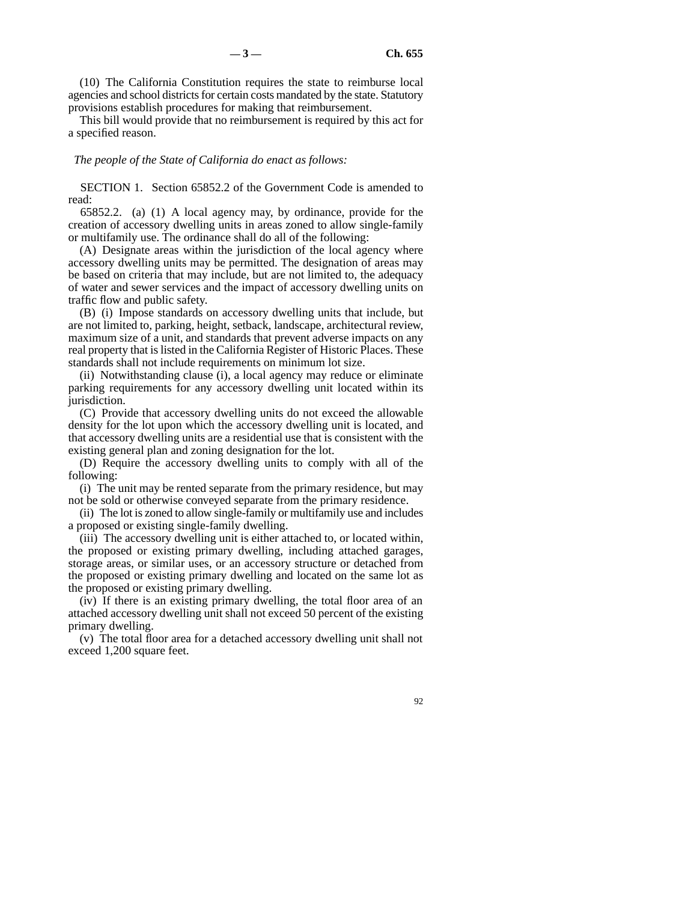(10) The California Constitution requires the state to reimburse local agencies and school districts for certain costs mandated by the state. Statutory provisions establish procedures for making that reimbursement.

This bill would provide that no reimbursement is required by this act for a specified reason.

*The people of the State of California do enact as follows:*

SECTION 1. Section 65852.2 of the Government Code is amended to read:

65852.2. (a) (1) A local agency may, by ordinance, provide for the creation of accessory dwelling units in areas zoned to allow single-family or multifamily use. The ordinance shall do all of the following:

(A) Designate areas within the jurisdiction of the local agency where accessory dwelling units may be permitted. The designation of areas may be based on criteria that may include, but are not limited to, the adequacy of water and sewer services and the impact of accessory dwelling units on traffic flow and public safety.

(B) (i) Impose standards on accessory dwelling units that include, but are not limited to, parking, height, setback, landscape, architectural review, maximum size of a unit, and standards that prevent adverse impacts on any real property that is listed in the California Register of Historic Places. These standards shall not include requirements on minimum lot size.

(ii) Notwithstanding clause (i), a local agency may reduce or eliminate parking requirements for any accessory dwelling unit located within its jurisdiction.

(C) Provide that accessory dwelling units do not exceed the allowable density for the lot upon which the accessory dwelling unit is located, and that accessory dwelling units are a residential use that is consistent with the existing general plan and zoning designation for the lot.

(D) Require the accessory dwelling units to comply with all of the following:

(i) The unit may be rented separate from the primary residence, but may not be sold or otherwise conveyed separate from the primary residence.

(ii) The lot is zoned to allow single-family or multifamily use and includes a proposed or existing single-family dwelling.

(iii) The accessory dwelling unit is either attached to, or located within, the proposed or existing primary dwelling, including attached garages, storage areas, or similar uses, or an accessory structure or detached from the proposed or existing primary dwelling and located on the same lot as the proposed or existing primary dwelling.

(iv) If there is an existing primary dwelling, the total floor area of an attached accessory dwelling unit shall not exceed 50 percent of the existing primary dwelling.

(v) The total floor area for a detached accessory dwelling unit shall not exceed 1,200 square feet.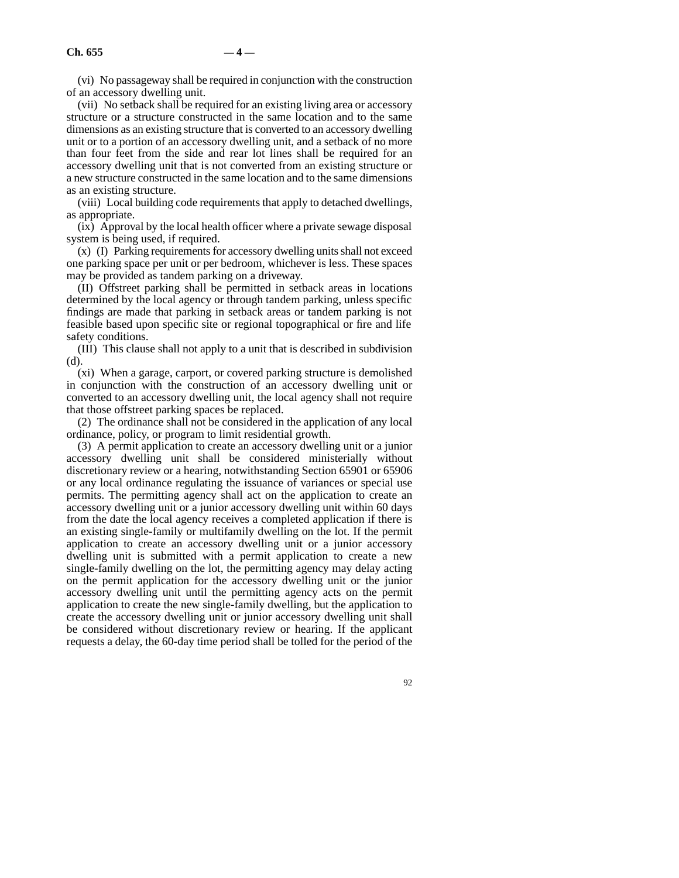(vi) No passageway shall be required in conjunction with the construction of an accessory dwelling unit.

(vii) No setback shall be required for an existing living area or accessory structure or a structure constructed in the same location and to the same dimensions as an existing structure that is converted to an accessory dwelling unit or to a portion of an accessory dwelling unit, and a setback of no more than four feet from the side and rear lot lines shall be required for an accessory dwelling unit that is not converted from an existing structure or a new structure constructed in the same location and to the same dimensions as an existing structure.

(viii) Local building code requirements that apply to detached dwellings, as appropriate.

(ix) Approval by the local health officer where a private sewage disposal system is being used, if required.

(x) (I) Parking requirements for accessory dwelling units shall not exceed one parking space per unit or per bedroom, whichever is less. These spaces may be provided as tandem parking on a driveway.

(II) Offstreet parking shall be permitted in setback areas in locations determined by the local agency or through tandem parking, unless specific findings are made that parking in setback areas or tandem parking is not feasible based upon specific site or regional topographical or fire and life safety conditions.

(III) This clause shall not apply to a unit that is described in subdivision (d).

(xi) When a garage, carport, or covered parking structure is demolished in conjunction with the construction of an accessory dwelling unit or converted to an accessory dwelling unit, the local agency shall not require that those offstreet parking spaces be replaced.

(2) The ordinance shall not be considered in the application of any local ordinance, policy, or program to limit residential growth.

(3) A permit application to create an accessory dwelling unit or a junior accessory dwelling unit shall be considered ministerially without discretionary review or a hearing, notwithstanding Section 65901 or 65906 or any local ordinance regulating the issuance of variances or special use permits. The permitting agency shall act on the application to create an accessory dwelling unit or a junior accessory dwelling unit within 60 days from the date the local agency receives a completed application if there is an existing single-family or multifamily dwelling on the lot. If the permit application to create an accessory dwelling unit or a junior accessory dwelling unit is submitted with a permit application to create a new single-family dwelling on the lot, the permitting agency may delay acting on the permit application for the accessory dwelling unit or the junior accessory dwelling unit until the permitting agency acts on the permit application to create the new single-family dwelling, but the application to create the accessory dwelling unit or junior accessory dwelling unit shall be considered without discretionary review or hearing. If the applicant requests a delay, the 60-day time period shall be tolled for the period of the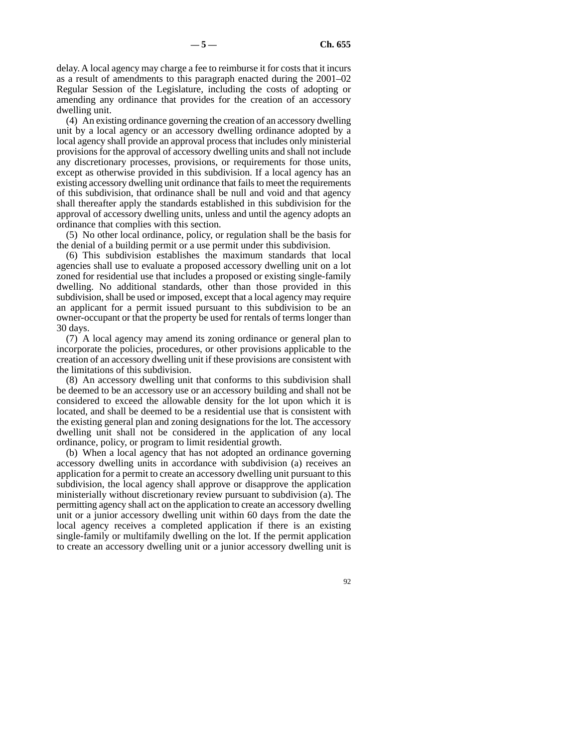delay. A local agency may charge a fee to reimburse it for costs that it incurs as a result of amendments to this paragraph enacted during the 2001–02 Regular Session of the Legislature, including the costs of adopting or amending any ordinance that provides for the creation of an accessory dwelling unit.

(4) An existing ordinance governing the creation of an accessory dwelling unit by a local agency or an accessory dwelling ordinance adopted by a local agency shall provide an approval process that includes only ministerial provisions for the approval of accessory dwelling units and shall not include any discretionary processes, provisions, or requirements for those units, except as otherwise provided in this subdivision. If a local agency has an existing accessory dwelling unit ordinance that fails to meet the requirements of this subdivision, that ordinance shall be null and void and that agency shall thereafter apply the standards established in this subdivision for the approval of accessory dwelling units, unless and until the agency adopts an ordinance that complies with this section.

(5) No other local ordinance, policy, or regulation shall be the basis for the denial of a building permit or a use permit under this subdivision.

(6) This subdivision establishes the maximum standards that local agencies shall use to evaluate a proposed accessory dwelling unit on a lot zoned for residential use that includes a proposed or existing single-family dwelling. No additional standards, other than those provided in this subdivision, shall be used or imposed, except that a local agency may require an applicant for a permit issued pursuant to this subdivision to be an owner-occupant or that the property be used for rentals of terms longer than 30 days.

(7) A local agency may amend its zoning ordinance or general plan to incorporate the policies, procedures, or other provisions applicable to the creation of an accessory dwelling unit if these provisions are consistent with the limitations of this subdivision.

(8) An accessory dwelling unit that conforms to this subdivision shall be deemed to be an accessory use or an accessory building and shall not be considered to exceed the allowable density for the lot upon which it is located, and shall be deemed to be a residential use that is consistent with the existing general plan and zoning designations for the lot. The accessory dwelling unit shall not be considered in the application of any local ordinance, policy, or program to limit residential growth.

(b) When a local agency that has not adopted an ordinance governing accessory dwelling units in accordance with subdivision (a) receives an application for a permit to create an accessory dwelling unit pursuant to this subdivision, the local agency shall approve or disapprove the application ministerially without discretionary review pursuant to subdivision (a). The permitting agency shall act on the application to create an accessory dwelling unit or a junior accessory dwelling unit within 60 days from the date the local agency receives a completed application if there is an existing single-family or multifamily dwelling on the lot. If the permit application to create an accessory dwelling unit or a junior accessory dwelling unit is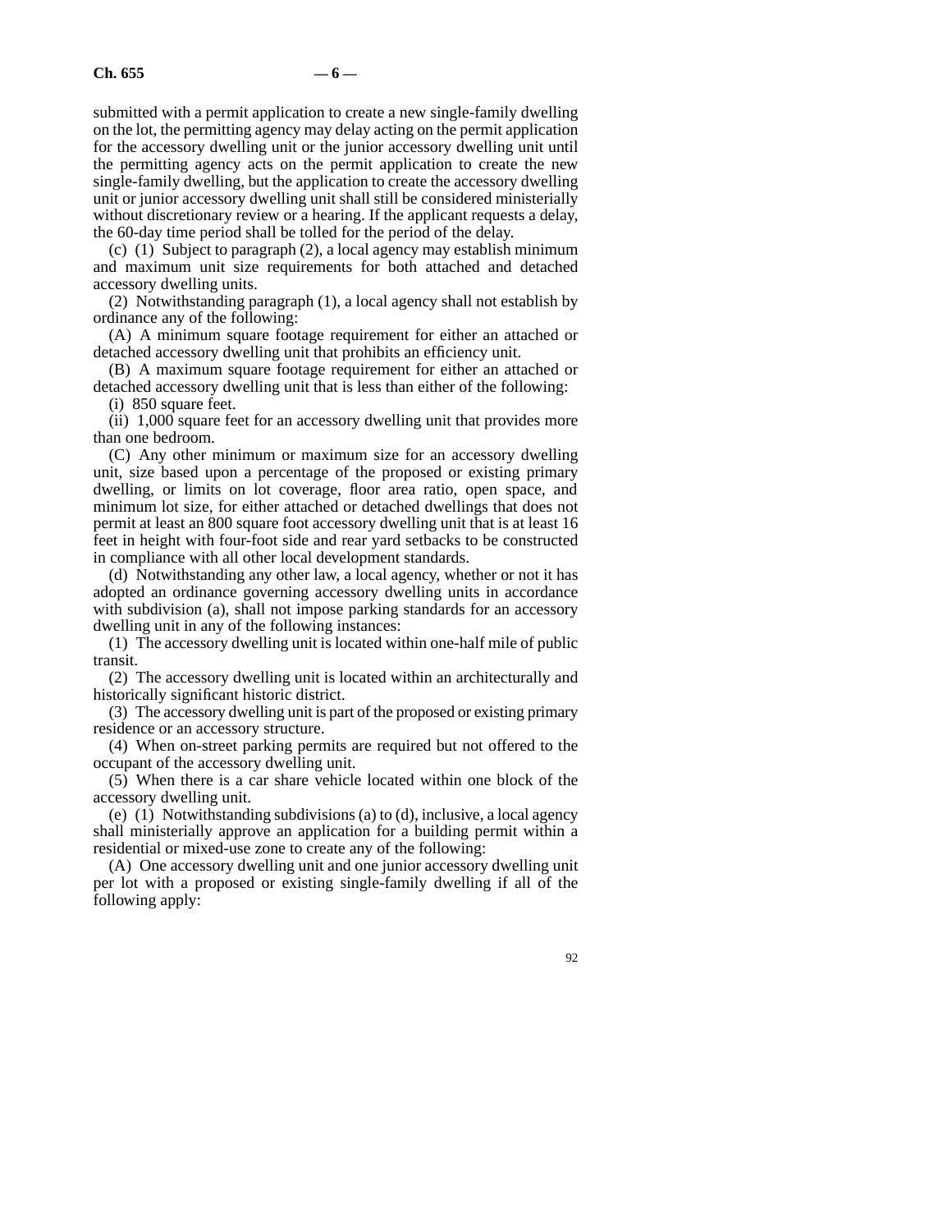submitted with a permit application to create a new single-family dwelling on the lot, the permitting agency may delay acting on the permit application for the accessory dwelling unit or the junior accessory dwelling unit until the permitting agency acts on the permit application to create the new single-family dwelling, but the application to create the accessory dwelling unit or junior accessory dwelling unit shall still be considered ministerially without discretionary review or a hearing. If the applicant requests a delay, the 60-day time period shall be tolled for the period of the delay.

(c) (1) Subject to paragraph (2), a local agency may establish minimum and maximum unit size requirements for both attached and detached accessory dwelling units.

(2) Notwithstanding paragraph (1), a local agency shall not establish by ordinance any of the following:

(A) A minimum square footage requirement for either an attached or detached accessory dwelling unit that prohibits an efficiency unit.

(B) A maximum square footage requirement for either an attached or detached accessory dwelling unit that is less than either of the following:

(i) 850 square feet.

(ii) 1,000 square feet for an accessory dwelling unit that provides more than one bedroom.

(C) Any other minimum or maximum size for an accessory dwelling unit, size based upon a percentage of the proposed or existing primary dwelling, or limits on lot coverage, floor area ratio, open space, and minimum lot size, for either attached or detached dwellings that does not permit at least an 800 square foot accessory dwelling unit that is at least 16 feet in height with four-foot side and rear yard setbacks to be constructed in compliance with all other local development standards.

(d) Notwithstanding any other law, a local agency, whether or not it has adopted an ordinance governing accessory dwelling units in accordance with subdivision (a), shall not impose parking standards for an accessory dwelling unit in any of the following instances:

(1) The accessory dwelling unit is located within one-half mile of public transit.

(2) The accessory dwelling unit is located within an architecturally and historically significant historic district.

(3) The accessory dwelling unit is part of the proposed or existing primary residence or an accessory structure.

(4) When on-street parking permits are required but not offered to the occupant of the accessory dwelling unit.

(5) When there is a car share vehicle located within one block of the accessory dwelling unit.

(e) (1) Notwithstanding subdivisions (a) to (d), inclusive, a local agency shall ministerially approve an application for a building permit within a residential or mixed-use zone to create any of the following:

(A) One accessory dwelling unit and one junior accessory dwelling unit per lot with a proposed or existing single-family dwelling if all of the following apply: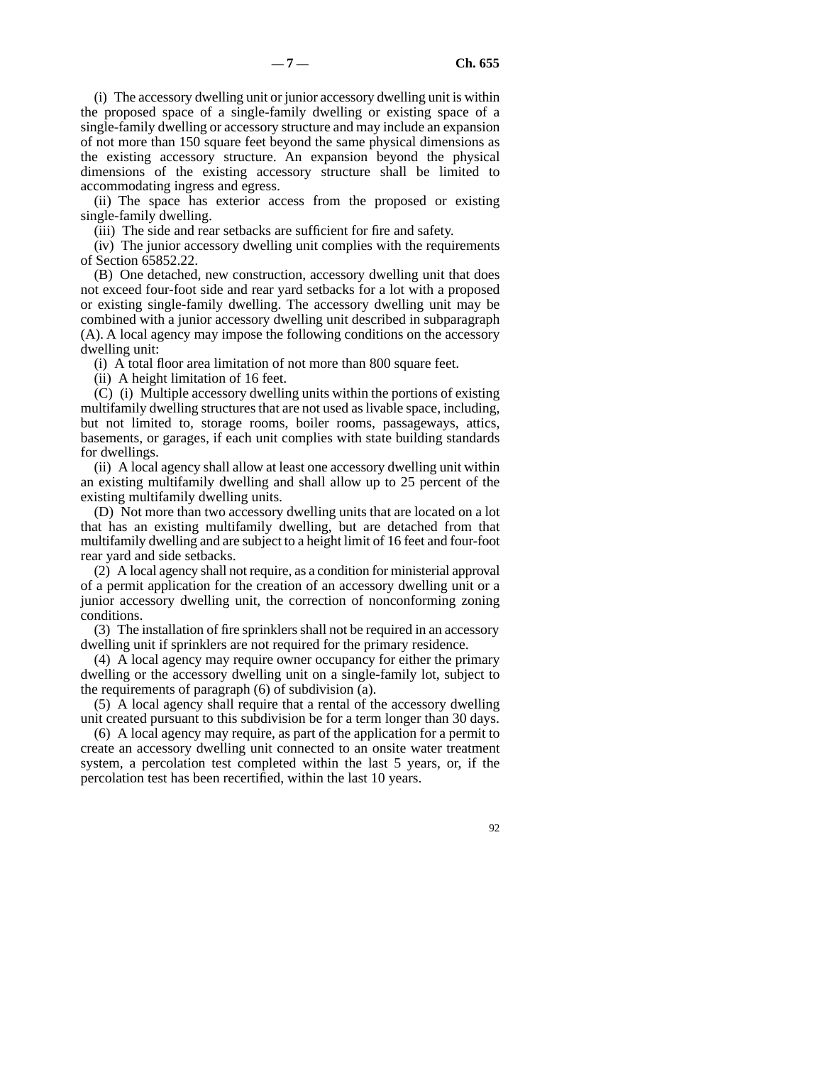(i) The accessory dwelling unit or junior accessory dwelling unit is within the proposed space of a single-family dwelling or existing space of a single-family dwelling or accessory structure and may include an expansion of not more than 150 square feet beyond the same physical dimensions as the existing accessory structure. An expansion beyond the physical dimensions of the existing accessory structure shall be limited to accommodating ingress and egress.

(ii) The space has exterior access from the proposed or existing single-family dwelling.

(iii) The side and rear setbacks are sufficient for fire and safety.

(iv) The junior accessory dwelling unit complies with the requirements of Section 65852.22.

(B) One detached, new construction, accessory dwelling unit that does not exceed four-foot side and rear yard setbacks for a lot with a proposed or existing single-family dwelling. The accessory dwelling unit may be combined with a junior accessory dwelling unit described in subparagraph (A). A local agency may impose the following conditions on the accessory dwelling unit:

(i) A total floor area limitation of not more than 800 square feet.

(ii) A height limitation of 16 feet.

(C) (i) Multiple accessory dwelling units within the portions of existing multifamily dwelling structures that are not used as livable space, including, but not limited to, storage rooms, boiler rooms, passageways, attics, basements, or garages, if each unit complies with state building standards for dwellings.

(ii) A local agency shall allow at least one accessory dwelling unit within an existing multifamily dwelling and shall allow up to 25 percent of the existing multifamily dwelling units.

(D) Not more than two accessory dwelling units that are located on a lot that has an existing multifamily dwelling, but are detached from that multifamily dwelling and are subject to a height limit of 16 feet and four-foot rear yard and side setbacks.

(2) A local agency shall not require, as a condition for ministerial approval of a permit application for the creation of an accessory dwelling unit or a junior accessory dwelling unit, the correction of nonconforming zoning conditions.

(3) The installation of fire sprinklers shall not be required in an accessory dwelling unit if sprinklers are not required for the primary residence.

(4) A local agency may require owner occupancy for either the primary dwelling or the accessory dwelling unit on a single-family lot, subject to the requirements of paragraph (6) of subdivision (a).

(5) A local agency shall require that a rental of the accessory dwelling unit created pursuant to this subdivision be for a term longer than 30 days.

(6) A local agency may require, as part of the application for a permit to create an accessory dwelling unit connected to an onsite water treatment system, a percolation test completed within the last 5 years, or, if the percolation test has been recertified, within the last 10 years.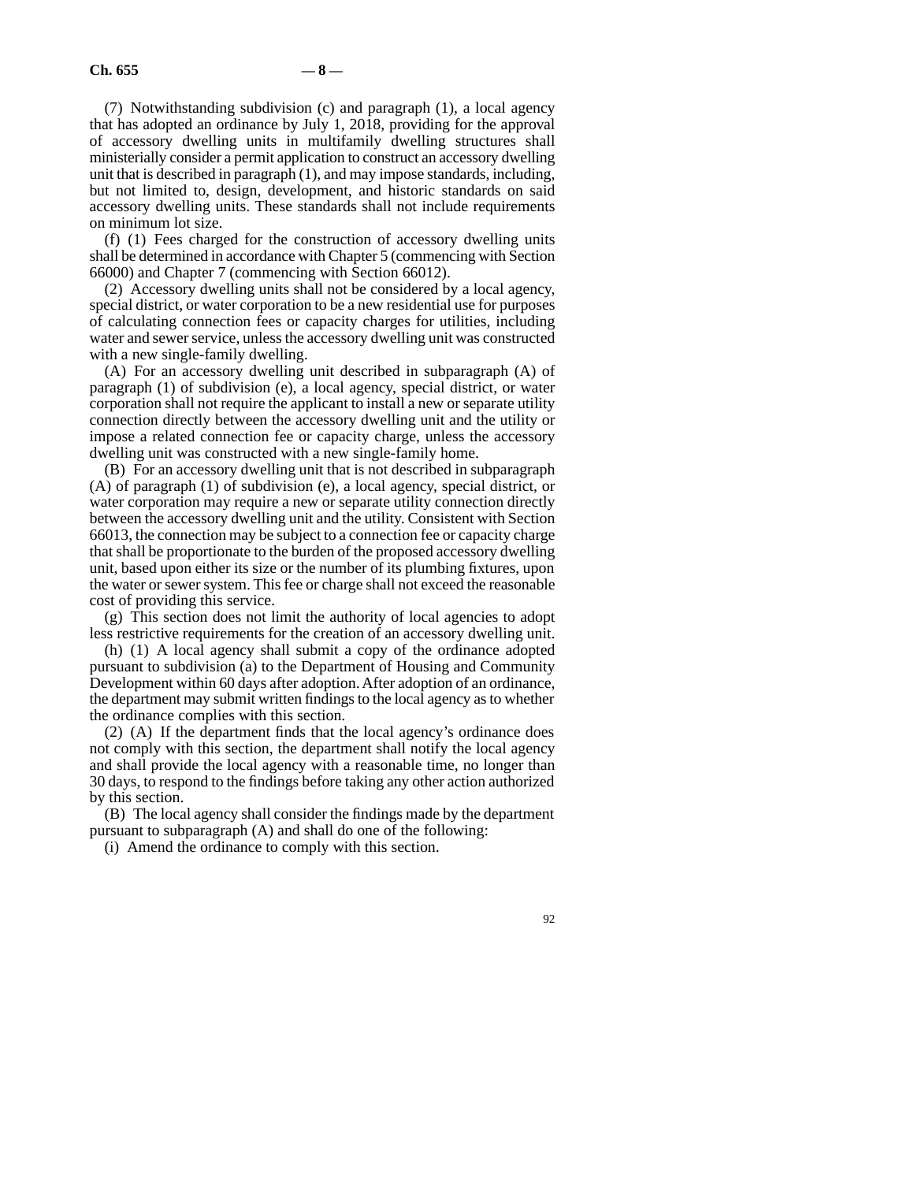(7) Notwithstanding subdivision (c) and paragraph (1), a local agency that has adopted an ordinance by July 1, 2018, providing for the approval of accessory dwelling units in multifamily dwelling structures shall ministerially consider a permit application to construct an accessory dwelling unit that is described in paragraph (1), and may impose standards, including, but not limited to, design, development, and historic standards on said accessory dwelling units. These standards shall not include requirements on minimum lot size.

(f) (1) Fees charged for the construction of accessory dwelling units shall be determined in accordance with Chapter 5 (commencing with Section 66000) and Chapter 7 (commencing with Section 66012).

(2) Accessory dwelling units shall not be considered by a local agency, special district, or water corporation to be a new residential use for purposes of calculating connection fees or capacity charges for utilities, including water and sewer service, unless the accessory dwelling unit was constructed with a new single-family dwelling.

(A) For an accessory dwelling unit described in subparagraph (A) of paragraph (1) of subdivision (e), a local agency, special district, or water corporation shall not require the applicant to install a new or separate utility connection directly between the accessory dwelling unit and the utility or impose a related connection fee or capacity charge, unless the accessory dwelling unit was constructed with a new single-family home.

(B) For an accessory dwelling unit that is not described in subparagraph (A) of paragraph (1) of subdivision (e), a local agency, special district, or water corporation may require a new or separate utility connection directly between the accessory dwelling unit and the utility. Consistent with Section 66013, the connection may be subject to a connection fee or capacity charge that shall be proportionate to the burden of the proposed accessory dwelling unit, based upon either its size or the number of its plumbing fixtures, upon the water or sewer system. This fee or charge shall not exceed the reasonable cost of providing this service.

(g) This section does not limit the authority of local agencies to adopt less restrictive requirements for the creation of an accessory dwelling unit.

(h) (1) A local agency shall submit a copy of the ordinance adopted pursuant to subdivision (a) to the Department of Housing and Community Development within 60 days after adoption. After adoption of an ordinance, the department may submit written findings to the local agency as to whether the ordinance complies with this section.

(2) (A) If the department finds that the local agency's ordinance does not comply with this section, the department shall notify the local agency and shall provide the local agency with a reasonable time, no longer than 30 days, to respond to the findings before taking any other action authorized by this section.

(B) The local agency shall consider the findings made by the department pursuant to subparagraph (A) and shall do one of the following:

(i) Amend the ordinance to comply with this section.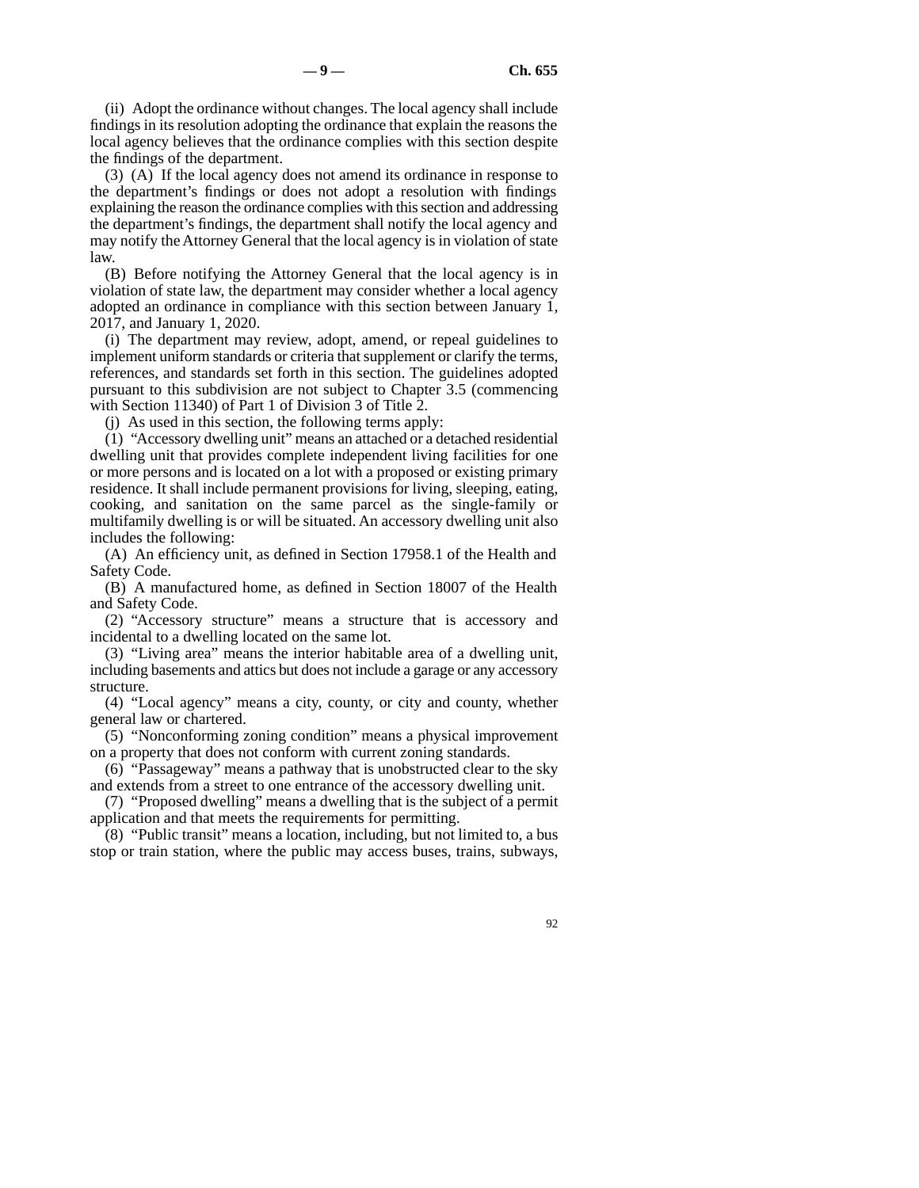(ii) Adopt the ordinance without changes. The local agency shall include findings in its resolution adopting the ordinance that explain the reasons the local agency believes that the ordinance complies with this section despite the findings of the department.

(3) (A) If the local agency does not amend its ordinance in response to the department's findings or does not adopt a resolution with findings explaining the reason the ordinance complies with this section and addressing the department's findings, the department shall notify the local agency and may notify the Attorney General that the local agency is in violation of state law.

(B) Before notifying the Attorney General that the local agency is in violation of state law, the department may consider whether a local agency adopted an ordinance in compliance with this section between January 1, 2017, and January 1, 2020.

(i) The department may review, adopt, amend, or repeal guidelines to implement uniform standards or criteria that supplement or clarify the terms, references, and standards set forth in this section. The guidelines adopted pursuant to this subdivision are not subject to Chapter 3.5 (commencing with Section 11340) of Part 1 of Division 3 of Title 2.

(j) As used in this section, the following terms apply:

(1) "Accessory dwelling unit" means an attached or a detached residential dwelling unit that provides complete independent living facilities for one or more persons and is located on a lot with a proposed or existing primary residence. It shall include permanent provisions for living, sleeping, eating, cooking, and sanitation on the same parcel as the single-family or multifamily dwelling is or will be situated. An accessory dwelling unit also includes the following:

(A) An efficiency unit, as defined in Section 17958.1 of the Health and Safety Code.

(B) A manufactured home, as defined in Section 18007 of the Health and Safety Code.

(2) "Accessory structure" means a structure that is accessory and incidental to a dwelling located on the same lot.

(3) "Living area" means the interior habitable area of a dwelling unit, including basements and attics but does not include a garage or any accessory structure.

(4) "Local agency" means a city, county, or city and county, whether general law or chartered.

(5) "Nonconforming zoning condition" means a physical improvement on a property that does not conform with current zoning standards.

(6) "Passageway" means a pathway that is unobstructed clear to the sky and extends from a street to one entrance of the accessory dwelling unit.

(7) "Proposed dwelling" means a dwelling that is the subject of a permit application and that meets the requirements for permitting.

(8) "Public transit" means a location, including, but not limited to, a bus stop or train station, where the public may access buses, trains, subways,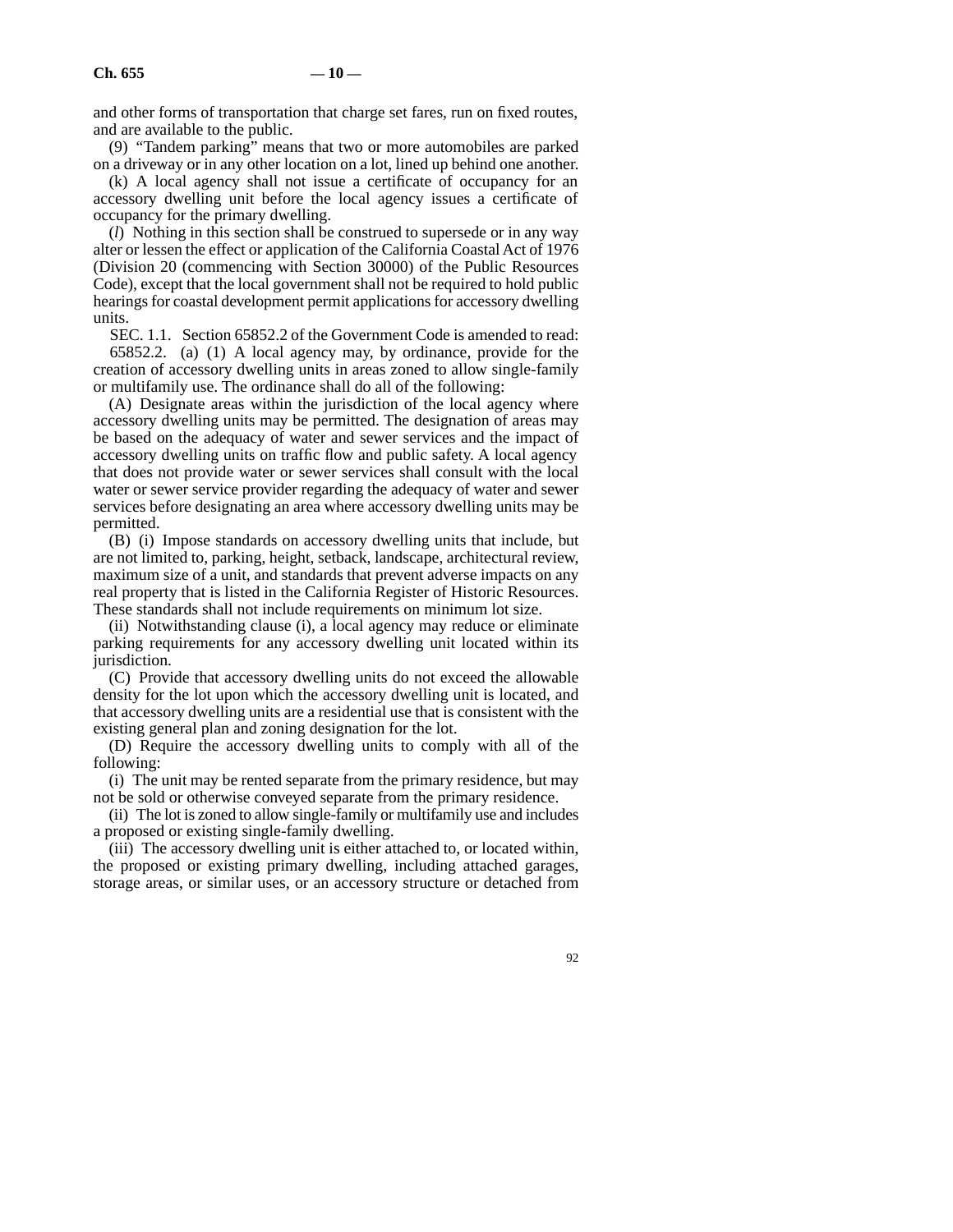and other forms of transportation that charge set fares, run on fixed routes, and are available to the public.

(9) "Tandem parking" means that two or more automobiles are parked on a driveway or in any other location on a lot, lined up behind one another.

(k) A local agency shall not issue a certificate of occupancy for an accessory dwelling unit before the local agency issues a certificate of occupancy for the primary dwelling.

(*l*) Nothing in this section shall be construed to supersede or in any way alter or lessen the effect or application of the California Coastal Act of 1976 (Division 20 (commencing with Section 30000) of the Public Resources Code), except that the local government shall not be required to hold public hearings for coastal development permit applications for accessory dwelling units.

SEC. 1.1. Section 65852.2 of the Government Code is amended to read:

65852.2. (a) (1) A local agency may, by ordinance, provide for the creation of accessory dwelling units in areas zoned to allow single-family or multifamily use. The ordinance shall do all of the following:

(A) Designate areas within the jurisdiction of the local agency where accessory dwelling units may be permitted. The designation of areas may be based on the adequacy of water and sewer services and the impact of accessory dwelling units on traffic flow and public safety. A local agency that does not provide water or sewer services shall consult with the local water or sewer service provider regarding the adequacy of water and sewer services before designating an area where accessory dwelling units may be permitted.

(B) (i) Impose standards on accessory dwelling units that include, but are not limited to, parking, height, setback, landscape, architectural review, maximum size of a unit, and standards that prevent adverse impacts on any real property that is listed in the California Register of Historic Resources. These standards shall not include requirements on minimum lot size.

(ii) Notwithstanding clause (i), a local agency may reduce or eliminate parking requirements for any accessory dwelling unit located within its jurisdiction.

(C) Provide that accessory dwelling units do not exceed the allowable density for the lot upon which the accessory dwelling unit is located, and that accessory dwelling units are a residential use that is consistent with the existing general plan and zoning designation for the lot.

(D) Require the accessory dwelling units to comply with all of the following:

(i) The unit may be rented separate from the primary residence, but may not be sold or otherwise conveyed separate from the primary residence.

(ii) The lot is zoned to allow single-family or multifamily use and includes a proposed or existing single-family dwelling.

(iii) The accessory dwelling unit is either attached to, or located within, the proposed or existing primary dwelling, including attached garages, storage areas, or similar uses, or an accessory structure or detached from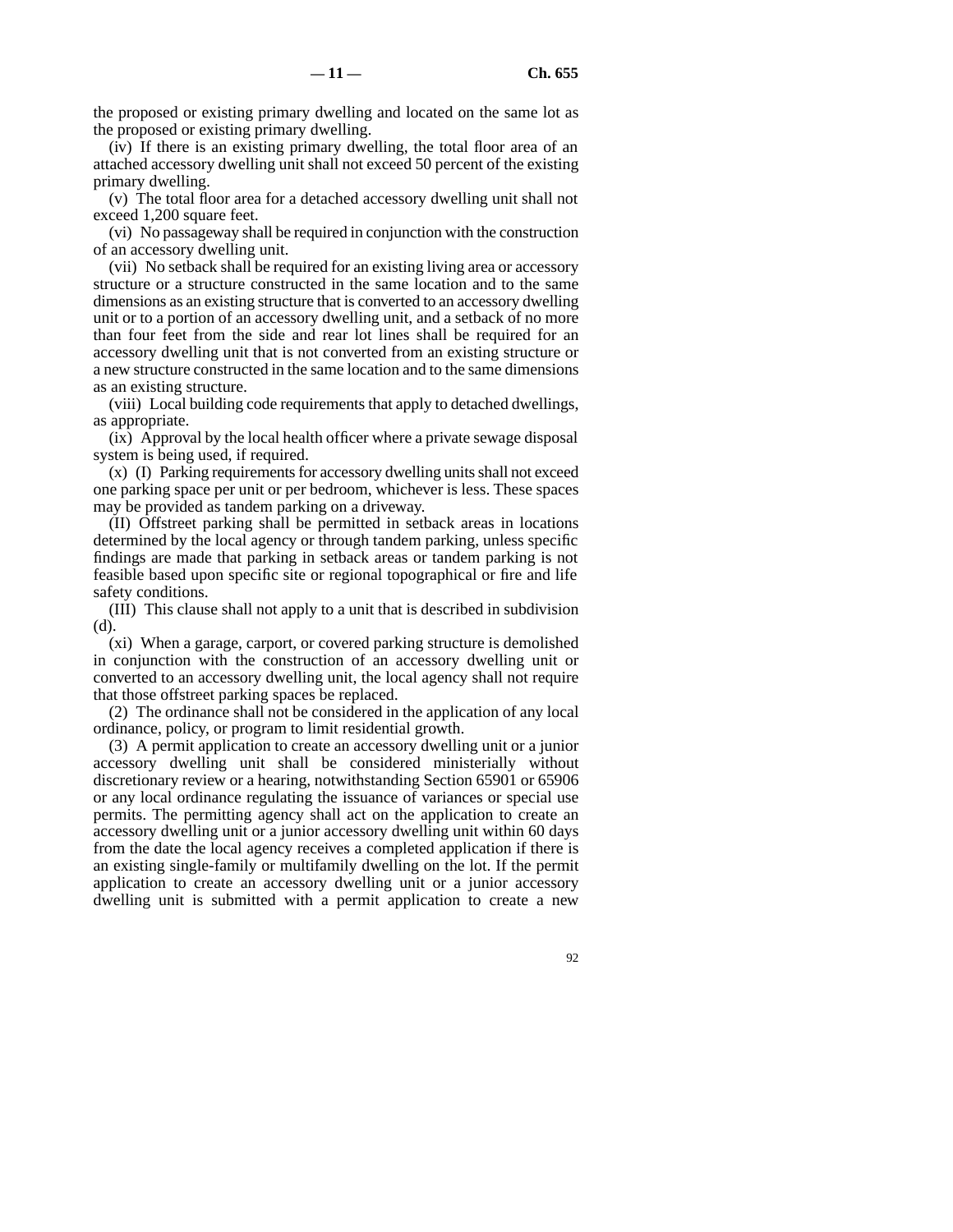the proposed or existing primary dwelling and located on the same lot as the proposed or existing primary dwelling.

(iv) If there is an existing primary dwelling, the total floor area of an attached accessory dwelling unit shall not exceed 50 percent of the existing primary dwelling.

(v) The total floor area for a detached accessory dwelling unit shall not exceed 1,200 square feet.

(vi) No passageway shall be required in conjunction with the construction of an accessory dwelling unit.

(vii) No setback shall be required for an existing living area or accessory structure or a structure constructed in the same location and to the same dimensions as an existing structure that is converted to an accessory dwelling unit or to a portion of an accessory dwelling unit, and a setback of no more than four feet from the side and rear lot lines shall be required for an accessory dwelling unit that is not converted from an existing structure or a new structure constructed in the same location and to the same dimensions as an existing structure.

(viii) Local building code requirements that apply to detached dwellings, as appropriate.

(ix) Approval by the local health officer where a private sewage disposal system is being used, if required.

(x) (I) Parking requirements for accessory dwelling units shall not exceed one parking space per unit or per bedroom, whichever is less. These spaces may be provided as tandem parking on a driveway.

(II) Offstreet parking shall be permitted in setback areas in locations determined by the local agency or through tandem parking, unless specific findings are made that parking in setback areas or tandem parking is not feasible based upon specific site or regional topographical or fire and life safety conditions.

(III) This clause shall not apply to a unit that is described in subdivision (d).

(xi) When a garage, carport, or covered parking structure is demolished in conjunction with the construction of an accessory dwelling unit or converted to an accessory dwelling unit, the local agency shall not require that those offstreet parking spaces be replaced.

(2) The ordinance shall not be considered in the application of any local ordinance, policy, or program to limit residential growth.

(3) A permit application to create an accessory dwelling unit or a junior accessory dwelling unit shall be considered ministerially without discretionary review or a hearing, notwithstanding Section 65901 or 65906 or any local ordinance regulating the issuance of variances or special use permits. The permitting agency shall act on the application to create an accessory dwelling unit or a junior accessory dwelling unit within 60 days from the date the local agency receives a completed application if there is an existing single-family or multifamily dwelling on the lot. If the permit application to create an accessory dwelling unit or a junior accessory dwelling unit is submitted with a permit application to create a new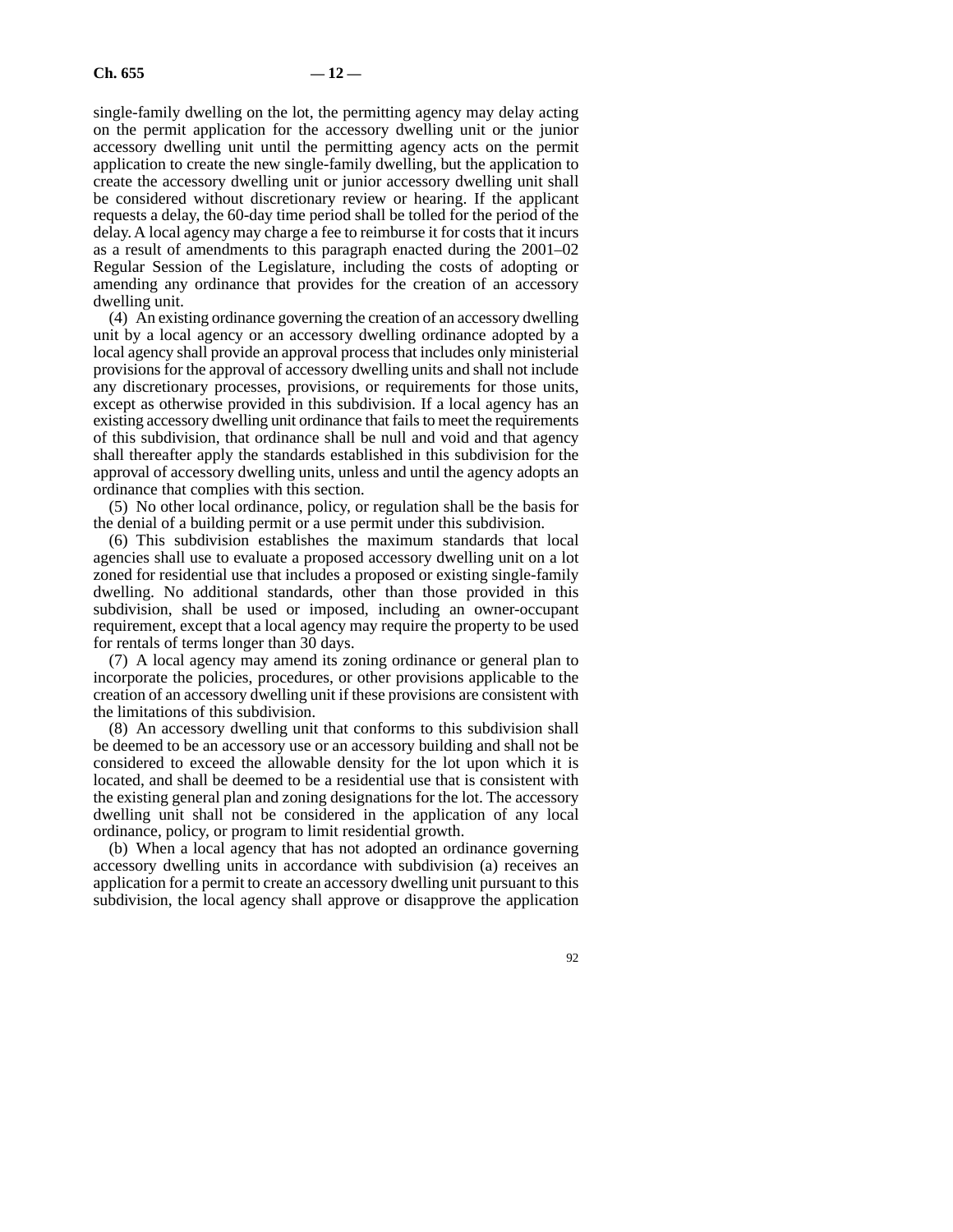single-family dwelling on the lot, the permitting agency may delay acting on the permit application for the accessory dwelling unit or the junior accessory dwelling unit until the permitting agency acts on the permit application to create the new single-family dwelling, but the application to create the accessory dwelling unit or junior accessory dwelling unit shall be considered without discretionary review or hearing. If the applicant requests a delay, the 60-day time period shall be tolled for the period of the delay. A local agency may charge a fee to reimburse it for costs that it incurs as a result of amendments to this paragraph enacted during the 2001–02 Regular Session of the Legislature, including the costs of adopting or amending any ordinance that provides for the creation of an accessory dwelling unit.

(4) An existing ordinance governing the creation of an accessory dwelling unit by a local agency or an accessory dwelling ordinance adopted by a local agency shall provide an approval process that includes only ministerial provisions for the approval of accessory dwelling units and shall not include any discretionary processes, provisions, or requirements for those units, except as otherwise provided in this subdivision. If a local agency has an existing accessory dwelling unit ordinance that fails to meet the requirements of this subdivision, that ordinance shall be null and void and that agency shall thereafter apply the standards established in this subdivision for the approval of accessory dwelling units, unless and until the agency adopts an ordinance that complies with this section.

(5) No other local ordinance, policy, or regulation shall be the basis for the denial of a building permit or a use permit under this subdivision.

(6) This subdivision establishes the maximum standards that local agencies shall use to evaluate a proposed accessory dwelling unit on a lot zoned for residential use that includes a proposed or existing single-family dwelling. No additional standards, other than those provided in this subdivision, shall be used or imposed, including an owner-occupant requirement, except that a local agency may require the property to be used for rentals of terms longer than 30 days.

(7) A local agency may amend its zoning ordinance or general plan to incorporate the policies, procedures, or other provisions applicable to the creation of an accessory dwelling unit if these provisions are consistent with the limitations of this subdivision.

(8) An accessory dwelling unit that conforms to this subdivision shall be deemed to be an accessory use or an accessory building and shall not be considered to exceed the allowable density for the lot upon which it is located, and shall be deemed to be a residential use that is consistent with the existing general plan and zoning designations for the lot. The accessory dwelling unit shall not be considered in the application of any local ordinance, policy, or program to limit residential growth.

(b) When a local agency that has not adopted an ordinance governing accessory dwelling units in accordance with subdivision (a) receives an application for a permit to create an accessory dwelling unit pursuant to this subdivision, the local agency shall approve or disapprove the application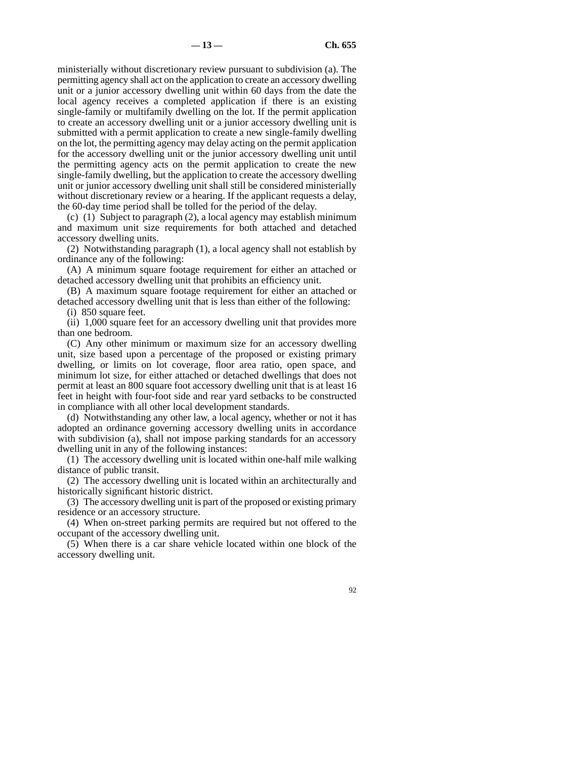ministerially without discretionary review pursuant to subdivision (a). The permitting agency shall act on the application to create an accessory dwelling unit or a junior accessory dwelling unit within 60 days from the date the local agency receives a completed application if there is an existing single-family or multifamily dwelling on the lot. If the permit application to create an accessory dwelling unit or a junior accessory dwelling unit is submitted with a permit application to create a new single-family dwelling on the lot, the permitting agency may delay acting on the permit application for the accessory dwelling unit or the junior accessory dwelling unit until the permitting agency acts on the permit application to create the new single-family dwelling, but the application to create the accessory dwelling unit or junior accessory dwelling unit shall still be considered ministerially without discretionary review or a hearing. If the applicant requests a delay, the 60-day time period shall be tolled for the period of the delay.

(c) (1) Subject to paragraph (2), a local agency may establish minimum and maximum unit size requirements for both attached and detached accessory dwelling units.

(2) Notwithstanding paragraph (1), a local agency shall not establish by ordinance any of the following:

(A) A minimum square footage requirement for either an attached or detached accessory dwelling unit that prohibits an efficiency unit.

(B) A maximum square footage requirement for either an attached or detached accessory dwelling unit that is less than either of the following:

(i) 850 square feet.

(ii) 1,000 square feet for an accessory dwelling unit that provides more than one bedroom.

(C) Any other minimum or maximum size for an accessory dwelling unit, size based upon a percentage of the proposed or existing primary dwelling, or limits on lot coverage, floor area ratio, open space, and minimum lot size, for either attached or detached dwellings that does not permit at least an 800 square foot accessory dwelling unit that is at least 16 feet in height with four-foot side and rear yard setbacks to be constructed in compliance with all other local development standards.

(d) Notwithstanding any other law, a local agency, whether or not it has adopted an ordinance governing accessory dwelling units in accordance with subdivision (a), shall not impose parking standards for an accessory dwelling unit in any of the following instances:

(1) The accessory dwelling unit is located within one-half mile walking distance of public transit.

(2) The accessory dwelling unit is located within an architecturally and historically significant historic district.

(3) The accessory dwelling unit is part of the proposed or existing primary residence or an accessory structure.

(4) When on-street parking permits are required but not offered to the occupant of the accessory dwelling unit.

(5) When there is a car share vehicle located within one block of the accessory dwelling unit.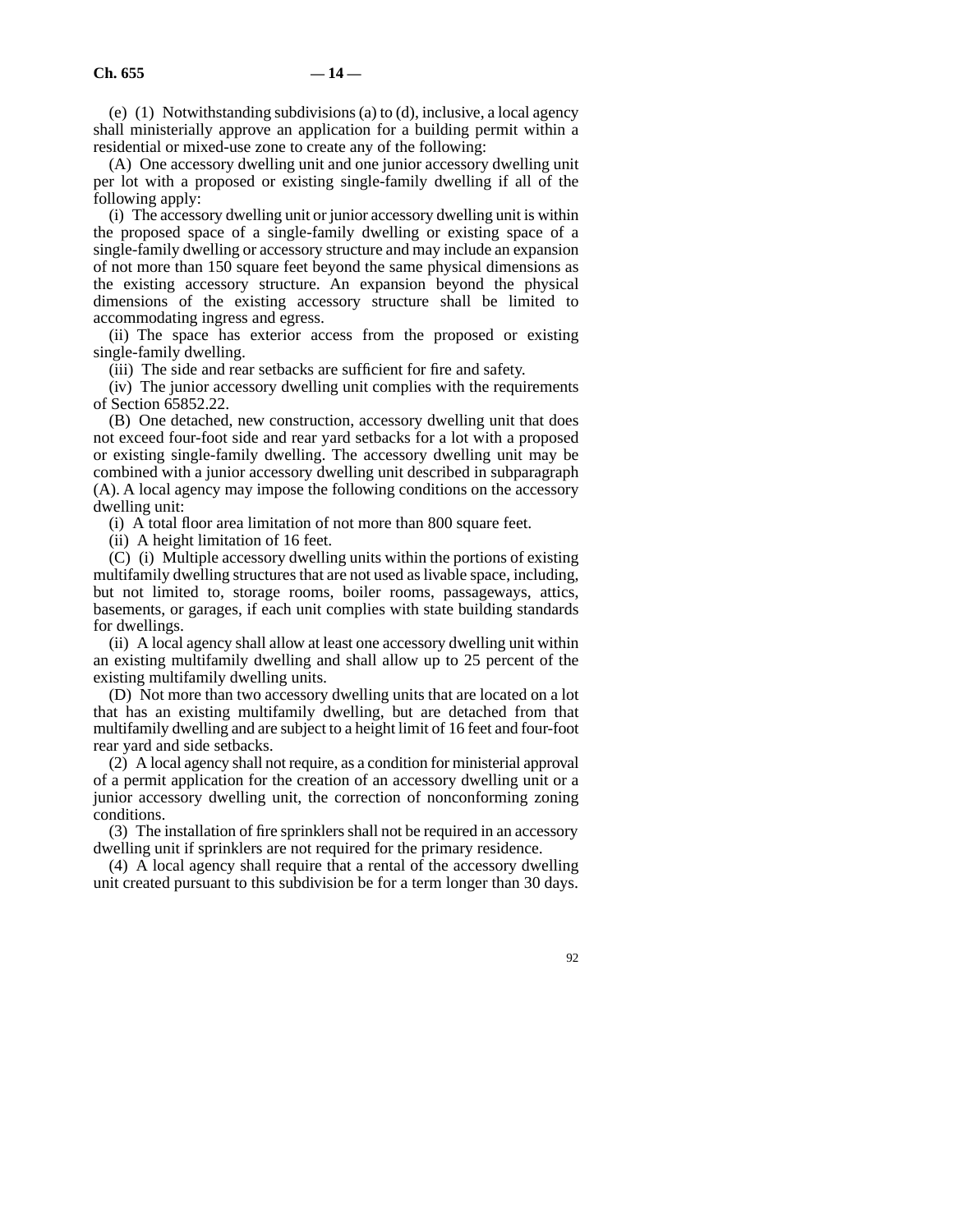(e) (1) Notwithstanding subdivisions (a) to (d), inclusive, a local agency shall ministerially approve an application for a building permit within a residential or mixed-use zone to create any of the following:

(A) One accessory dwelling unit and one junior accessory dwelling unit per lot with a proposed or existing single-family dwelling if all of the following apply:

(i) The accessory dwelling unit or junior accessory dwelling unit is within the proposed space of a single-family dwelling or existing space of a single-family dwelling or accessory structure and may include an expansion of not more than 150 square feet beyond the same physical dimensions as the existing accessory structure. An expansion beyond the physical dimensions of the existing accessory structure shall be limited to accommodating ingress and egress.

(ii) The space has exterior access from the proposed or existing single-family dwelling.

(iii) The side and rear setbacks are sufficient for fire and safety.

(iv) The junior accessory dwelling unit complies with the requirements of Section 65852.22.

(B) One detached, new construction, accessory dwelling unit that does not exceed four-foot side and rear yard setbacks for a lot with a proposed or existing single-family dwelling. The accessory dwelling unit may be combined with a junior accessory dwelling unit described in subparagraph (A). A local agency may impose the following conditions on the accessory dwelling unit:

(i) A total floor area limitation of not more than 800 square feet.

(ii) A height limitation of 16 feet.

(C) (i) Multiple accessory dwelling units within the portions of existing multifamily dwelling structures that are not used as livable space, including, but not limited to, storage rooms, boiler rooms, passageways, attics, basements, or garages, if each unit complies with state building standards for dwellings.

(ii) A local agency shall allow at least one accessory dwelling unit within an existing multifamily dwelling and shall allow up to 25 percent of the existing multifamily dwelling units.

(D) Not more than two accessory dwelling units that are located on a lot that has an existing multifamily dwelling, but are detached from that multifamily dwelling and are subject to a height limit of 16 feet and four-foot rear yard and side setbacks.

(2) A local agency shall not require, as a condition for ministerial approval of a permit application for the creation of an accessory dwelling unit or a junior accessory dwelling unit, the correction of nonconforming zoning conditions.

(3) The installation of fire sprinklers shall not be required in an accessory dwelling unit if sprinklers are not required for the primary residence.

(4) A local agency shall require that a rental of the accessory dwelling unit created pursuant to this subdivision be for a term longer than 30 days.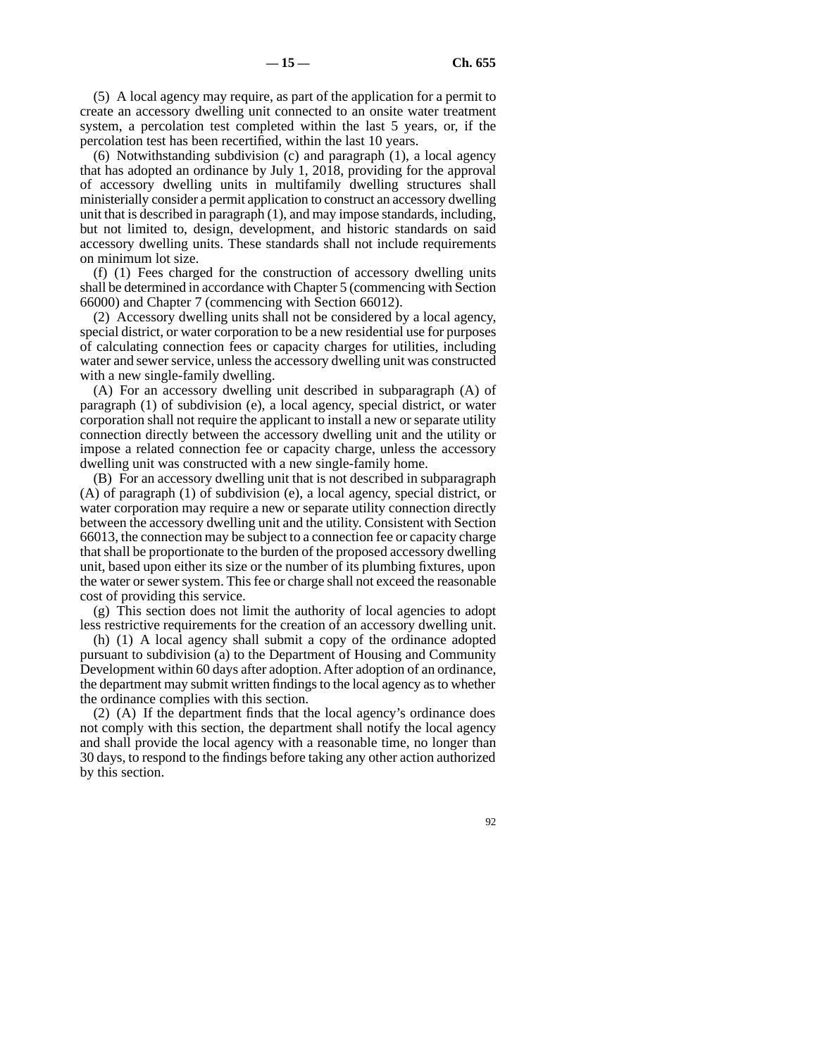(5) A local agency may require, as part of the application for a permit to create an accessory dwelling unit connected to an onsite water treatment system, a percolation test completed within the last 5 years, or, if the percolation test has been recertified, within the last 10 years.

(6) Notwithstanding subdivision (c) and paragraph (1), a local agency that has adopted an ordinance by July 1, 2018, providing for the approval of accessory dwelling units in multifamily dwelling structures shall ministerially consider a permit application to construct an accessory dwelling unit that is described in paragraph (1), and may impose standards, including, but not limited to, design, development, and historic standards on said accessory dwelling units. These standards shall not include requirements on minimum lot size.

(f) (1) Fees charged for the construction of accessory dwelling units shall be determined in accordance with Chapter 5 (commencing with Section 66000) and Chapter 7 (commencing with Section 66012).

(2) Accessory dwelling units shall not be considered by a local agency, special district, or water corporation to be a new residential use for purposes of calculating connection fees or capacity charges for utilities, including water and sewer service, unless the accessory dwelling unit was constructed with a new single-family dwelling.

(A) For an accessory dwelling unit described in subparagraph (A) of paragraph (1) of subdivision (e), a local agency, special district, or water corporation shall not require the applicant to install a new or separate utility connection directly between the accessory dwelling unit and the utility or impose a related connection fee or capacity charge, unless the accessory dwelling unit was constructed with a new single-family home.

(B) For an accessory dwelling unit that is not described in subparagraph (A) of paragraph (1) of subdivision (e), a local agency, special district, or water corporation may require a new or separate utility connection directly between the accessory dwelling unit and the utility. Consistent with Section 66013, the connection may be subject to a connection fee or capacity charge that shall be proportionate to the burden of the proposed accessory dwelling unit, based upon either its size or the number of its plumbing fixtures, upon the water or sewer system. This fee or charge shall not exceed the reasonable cost of providing this service.

(g) This section does not limit the authority of local agencies to adopt less restrictive requirements for the creation of an accessory dwelling unit.

(h) (1) A local agency shall submit a copy of the ordinance adopted pursuant to subdivision (a) to the Department of Housing and Community Development within 60 days after adoption. After adoption of an ordinance, the department may submit written findings to the local agency as to whether the ordinance complies with this section.

(2) (A) If the department finds that the local agency's ordinance does not comply with this section, the department shall notify the local agency and shall provide the local agency with a reasonable time, no longer than 30 days, to respond to the findings before taking any other action authorized by this section.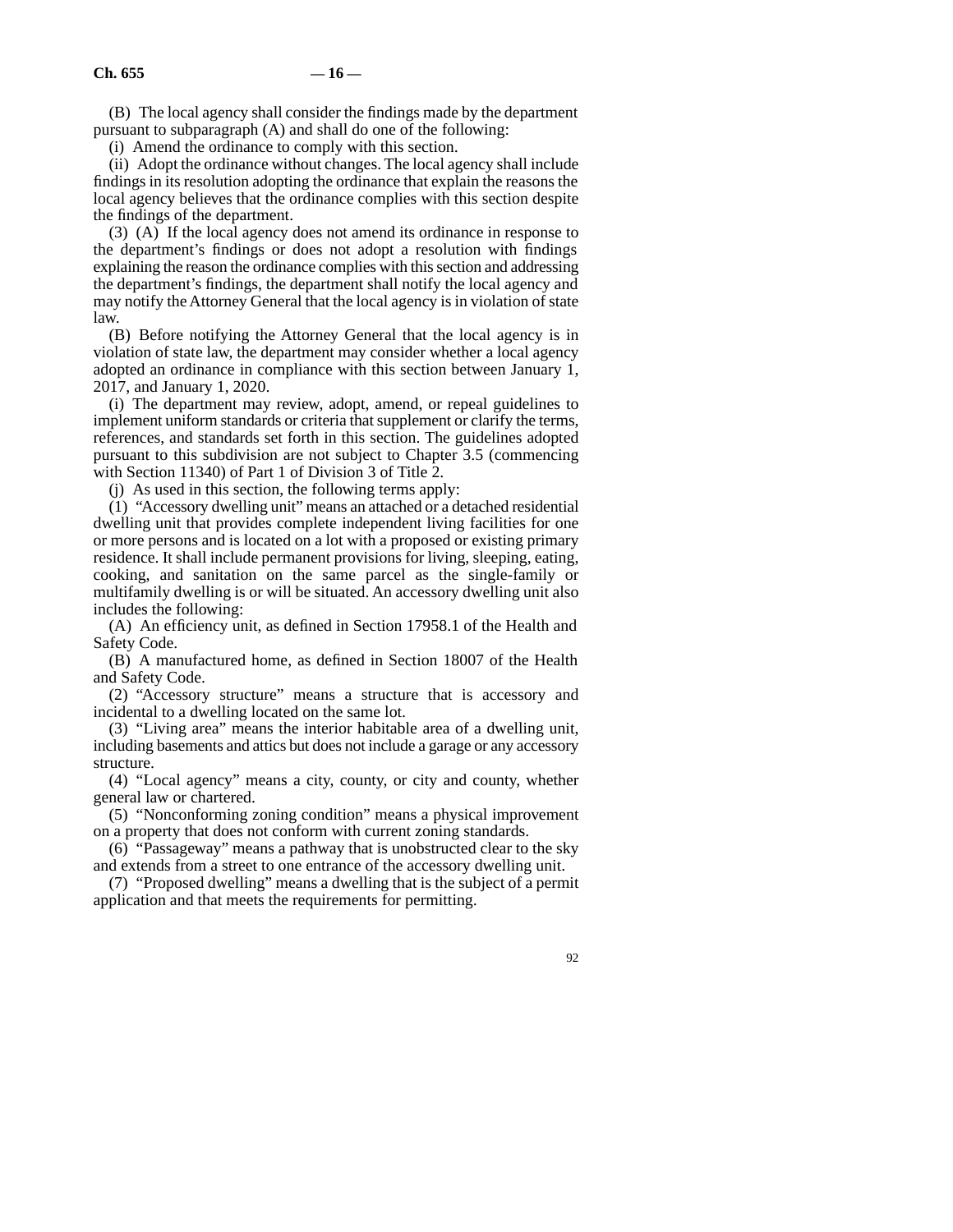(B) The local agency shall consider the findings made by the department pursuant to subparagraph (A) and shall do one of the following:

(i) Amend the ordinance to comply with this section.

(ii) Adopt the ordinance without changes. The local agency shall include findings in its resolution adopting the ordinance that explain the reasons the local agency believes that the ordinance complies with this section despite the findings of the department.

(3) (A) If the local agency does not amend its ordinance in response to the department's findings or does not adopt a resolution with findings explaining the reason the ordinance complies with this section and addressing the department's findings, the department shall notify the local agency and may notify the Attorney General that the local agency is in violation of state law.

(B) Before notifying the Attorney General that the local agency is in violation of state law, the department may consider whether a local agency adopted an ordinance in compliance with this section between January 1, 2017, and January 1, 2020.

(i) The department may review, adopt, amend, or repeal guidelines to implement uniform standards or criteria that supplement or clarify the terms, references, and standards set forth in this section. The guidelines adopted pursuant to this subdivision are not subject to Chapter 3.5 (commencing with Section 11340) of Part 1 of Division 3 of Title 2.

(j) As used in this section, the following terms apply:

(1) "Accessory dwelling unit" means an attached or a detached residential dwelling unit that provides complete independent living facilities for one or more persons and is located on a lot with a proposed or existing primary residence. It shall include permanent provisions for living, sleeping, eating, cooking, and sanitation on the same parcel as the single-family or multifamily dwelling is or will be situated. An accessory dwelling unit also includes the following:

(A) An efficiency unit, as defined in Section 17958.1 of the Health and Safety Code.

(B) A manufactured home, as defined in Section 18007 of the Health and Safety Code.

(2) "Accessory structure" means a structure that is accessory and incidental to a dwelling located on the same lot.

(3) "Living area" means the interior habitable area of a dwelling unit, including basements and attics but does not include a garage or any accessory structure.

(4) "Local agency" means a city, county, or city and county, whether general law or chartered.

(5) "Nonconforming zoning condition" means a physical improvement on a property that does not conform with current zoning standards.

(6) "Passageway" means a pathway that is unobstructed clear to the sky and extends from a street to one entrance of the accessory dwelling unit.

(7) "Proposed dwelling" means a dwelling that is the subject of a permit application and that meets the requirements for permitting.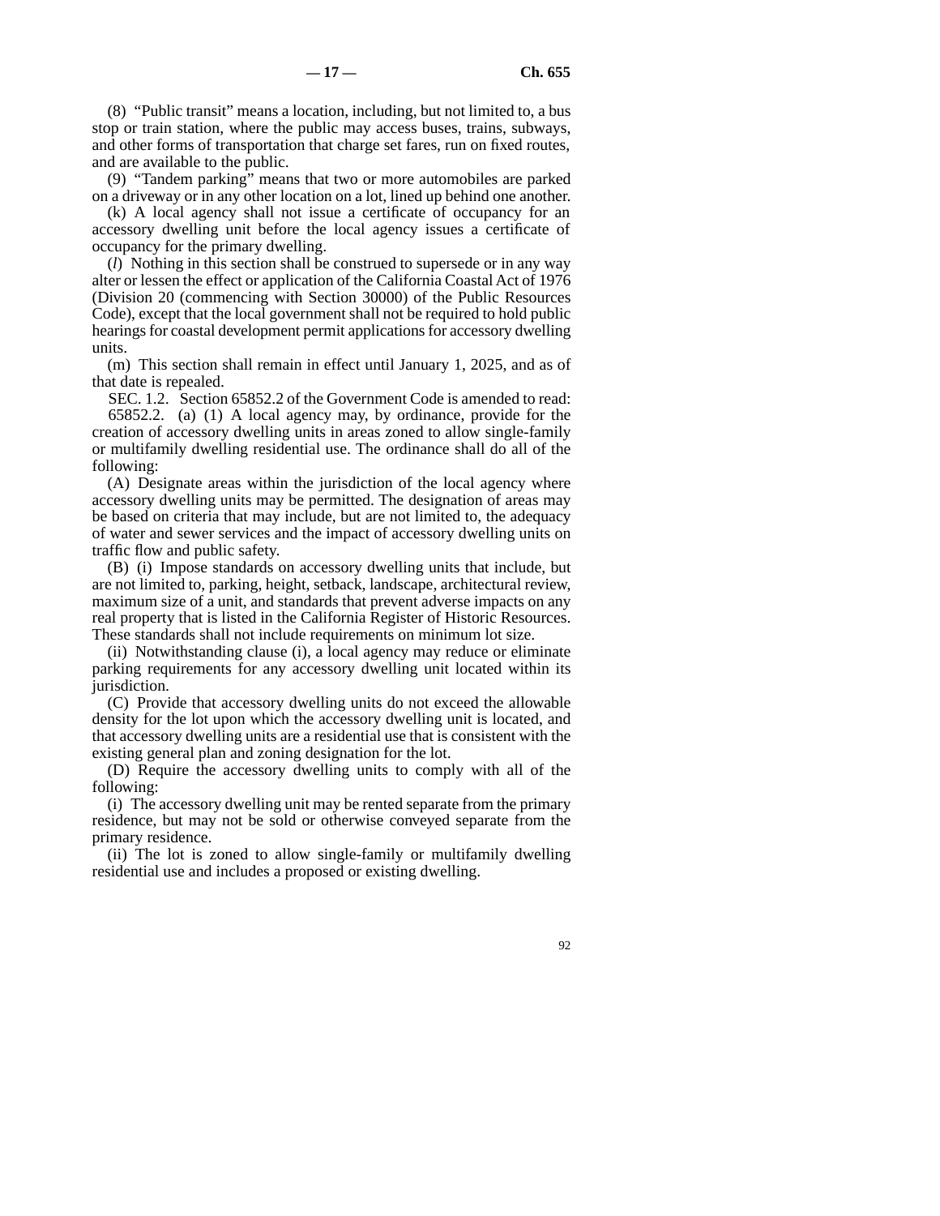(8) "Public transit" means a location, including, but not limited to, a bus stop or train station, where the public may access buses, trains, subways, and other forms of transportation that charge set fares, run on fixed routes, and are available to the public.

(9) "Tandem parking" means that two or more automobiles are parked on a driveway or in any other location on a lot, lined up behind one another.

(k) A local agency shall not issue a certificate of occupancy for an accessory dwelling unit before the local agency issues a certificate of occupancy for the primary dwelling.

(*l*) Nothing in this section shall be construed to supersede or in any way alter or lessen the effect or application of the California Coastal Act of 1976 (Division 20 (commencing with Section 30000) of the Public Resources Code), except that the local government shall not be required to hold public hearings for coastal development permit applications for accessory dwelling units.

(m) This section shall remain in effect until January 1, 2025, and as of that date is repealed.

SEC. 1.2. Section 65852.2 of the Government Code is amended to read:

65852.2. (a) (1) A local agency may, by ordinance, provide for the creation of accessory dwelling units in areas zoned to allow single-family or multifamily dwelling residential use. The ordinance shall do all of the following:

(A) Designate areas within the jurisdiction of the local agency where accessory dwelling units may be permitted. The designation of areas may be based on criteria that may include, but are not limited to, the adequacy of water and sewer services and the impact of accessory dwelling units on traffic flow and public safety.

(B) (i) Impose standards on accessory dwelling units that include, but are not limited to, parking, height, setback, landscape, architectural review, maximum size of a unit, and standards that prevent adverse impacts on any real property that is listed in the California Register of Historic Resources. These standards shall not include requirements on minimum lot size.

(ii) Notwithstanding clause (i), a local agency may reduce or eliminate parking requirements for any accessory dwelling unit located within its jurisdiction.

(C) Provide that accessory dwelling units do not exceed the allowable density for the lot upon which the accessory dwelling unit is located, and that accessory dwelling units are a residential use that is consistent with the existing general plan and zoning designation for the lot.

(D) Require the accessory dwelling units to comply with all of the following:

(i) The accessory dwelling unit may be rented separate from the primary residence, but may not be sold or otherwise conveyed separate from the primary residence.

(ii) The lot is zoned to allow single-family or multifamily dwelling residential use and includes a proposed or existing dwelling.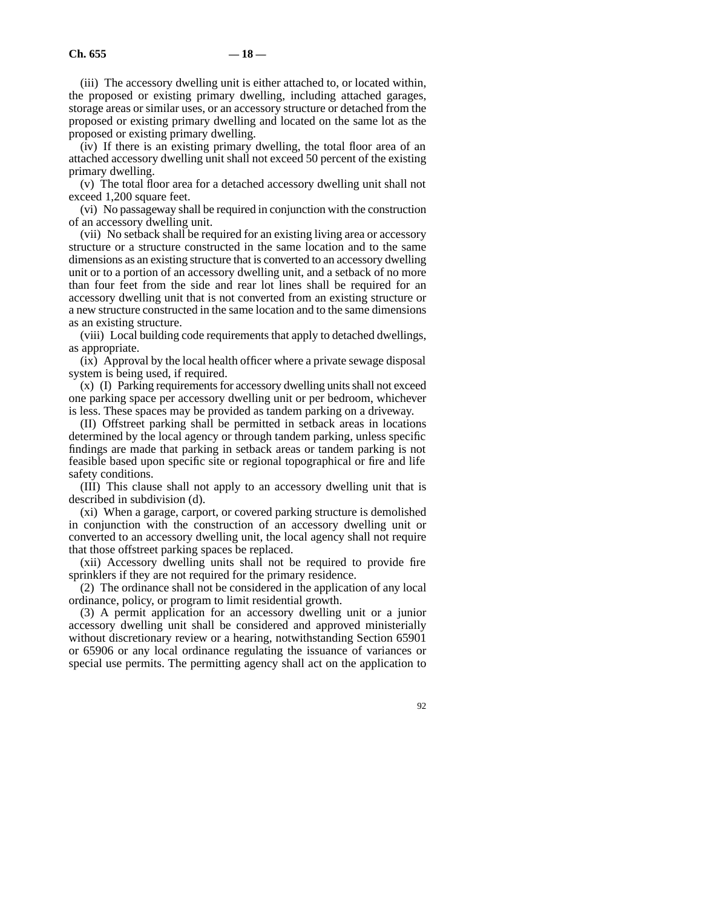(iii) The accessory dwelling unit is either attached to, or located within, the proposed or existing primary dwelling, including attached garages, storage areas or similar uses, or an accessory structure or detached from the proposed or existing primary dwelling and located on the same lot as the proposed or existing primary dwelling.

(iv) If there is an existing primary dwelling, the total floor area of an attached accessory dwelling unit shall not exceed 50 percent of the existing primary dwelling.

(v) The total floor area for a detached accessory dwelling unit shall not exceed 1,200 square feet.

(vi) No passageway shall be required in conjunction with the construction of an accessory dwelling unit.

(vii) No setback shall be required for an existing living area or accessory structure or a structure constructed in the same location and to the same dimensions as an existing structure that is converted to an accessory dwelling unit or to a portion of an accessory dwelling unit, and a setback of no more than four feet from the side and rear lot lines shall be required for an accessory dwelling unit that is not converted from an existing structure or a new structure constructed in the same location and to the same dimensions as an existing structure.

(viii) Local building code requirements that apply to detached dwellings, as appropriate.

(ix) Approval by the local health officer where a private sewage disposal system is being used, if required.

(x) (I) Parking requirements for accessory dwelling units shall not exceed one parking space per accessory dwelling unit or per bedroom, whichever is less. These spaces may be provided as tandem parking on a driveway.

(II) Offstreet parking shall be permitted in setback areas in locations determined by the local agency or through tandem parking, unless specific findings are made that parking in setback areas or tandem parking is not feasible based upon specific site or regional topographical or fire and life safety conditions.

(III) This clause shall not apply to an accessory dwelling unit that is described in subdivision (d).

(xi) When a garage, carport, or covered parking structure is demolished in conjunction with the construction of an accessory dwelling unit or converted to an accessory dwelling unit, the local agency shall not require that those offstreet parking spaces be replaced.

(xii) Accessory dwelling units shall not be required to provide fire sprinklers if they are not required for the primary residence.

(2) The ordinance shall not be considered in the application of any local ordinance, policy, or program to limit residential growth.

(3) A permit application for an accessory dwelling unit or a junior accessory dwelling unit shall be considered and approved ministerially without discretionary review or a hearing, notwithstanding Section 65901 or 65906 or any local ordinance regulating the issuance of variances or special use permits. The permitting agency shall act on the application to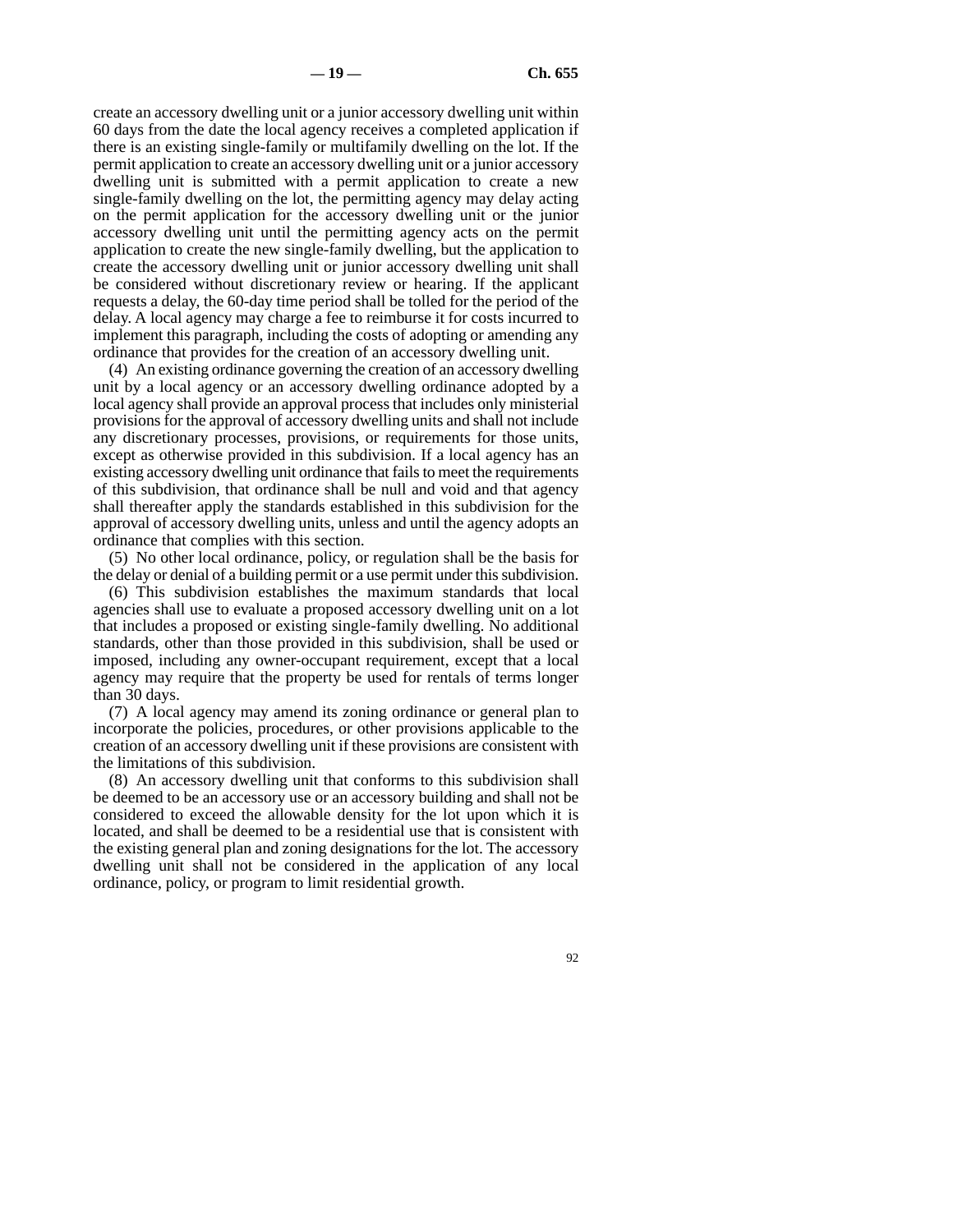create an accessory dwelling unit or a junior accessory dwelling unit within 60 days from the date the local agency receives a completed application if there is an existing single-family or multifamily dwelling on the lot. If the permit application to create an accessory dwelling unit or a junior accessory dwelling unit is submitted with a permit application to create a new single-family dwelling on the lot, the permitting agency may delay acting on the permit application for the accessory dwelling unit or the junior accessory dwelling unit until the permitting agency acts on the permit application to create the new single-family dwelling, but the application to create the accessory dwelling unit or junior accessory dwelling unit shall be considered without discretionary review or hearing. If the applicant requests a delay, the 60-day time period shall be tolled for the period of the delay. A local agency may charge a fee to reimburse it for costs incurred to implement this paragraph, including the costs of adopting or amending any ordinance that provides for the creation of an accessory dwelling unit.

(4) An existing ordinance governing the creation of an accessory dwelling unit by a local agency or an accessory dwelling ordinance adopted by a local agency shall provide an approval process that includes only ministerial provisions for the approval of accessory dwelling units and shall not include any discretionary processes, provisions, or requirements for those units, except as otherwise provided in this subdivision. If a local agency has an existing accessory dwelling unit ordinance that fails to meet the requirements of this subdivision, that ordinance shall be null and void and that agency shall thereafter apply the standards established in this subdivision for the approval of accessory dwelling units, unless and until the agency adopts an ordinance that complies with this section.

(5) No other local ordinance, policy, or regulation shall be the basis for the delay or denial of a building permit or a use permit under this subdivision.

(6) This subdivision establishes the maximum standards that local agencies shall use to evaluate a proposed accessory dwelling unit on a lot that includes a proposed or existing single-family dwelling. No additional standards, other than those provided in this subdivision, shall be used or imposed, including any owner-occupant requirement, except that a local agency may require that the property be used for rentals of terms longer than 30 days.

(7) A local agency may amend its zoning ordinance or general plan to incorporate the policies, procedures, or other provisions applicable to the creation of an accessory dwelling unit if these provisions are consistent with the limitations of this subdivision.

(8) An accessory dwelling unit that conforms to this subdivision shall be deemed to be an accessory use or an accessory building and shall not be considered to exceed the allowable density for the lot upon which it is located, and shall be deemed to be a residential use that is consistent with the existing general plan and zoning designations for the lot. The accessory dwelling unit shall not be considered in the application of any local ordinance, policy, or program to limit residential growth.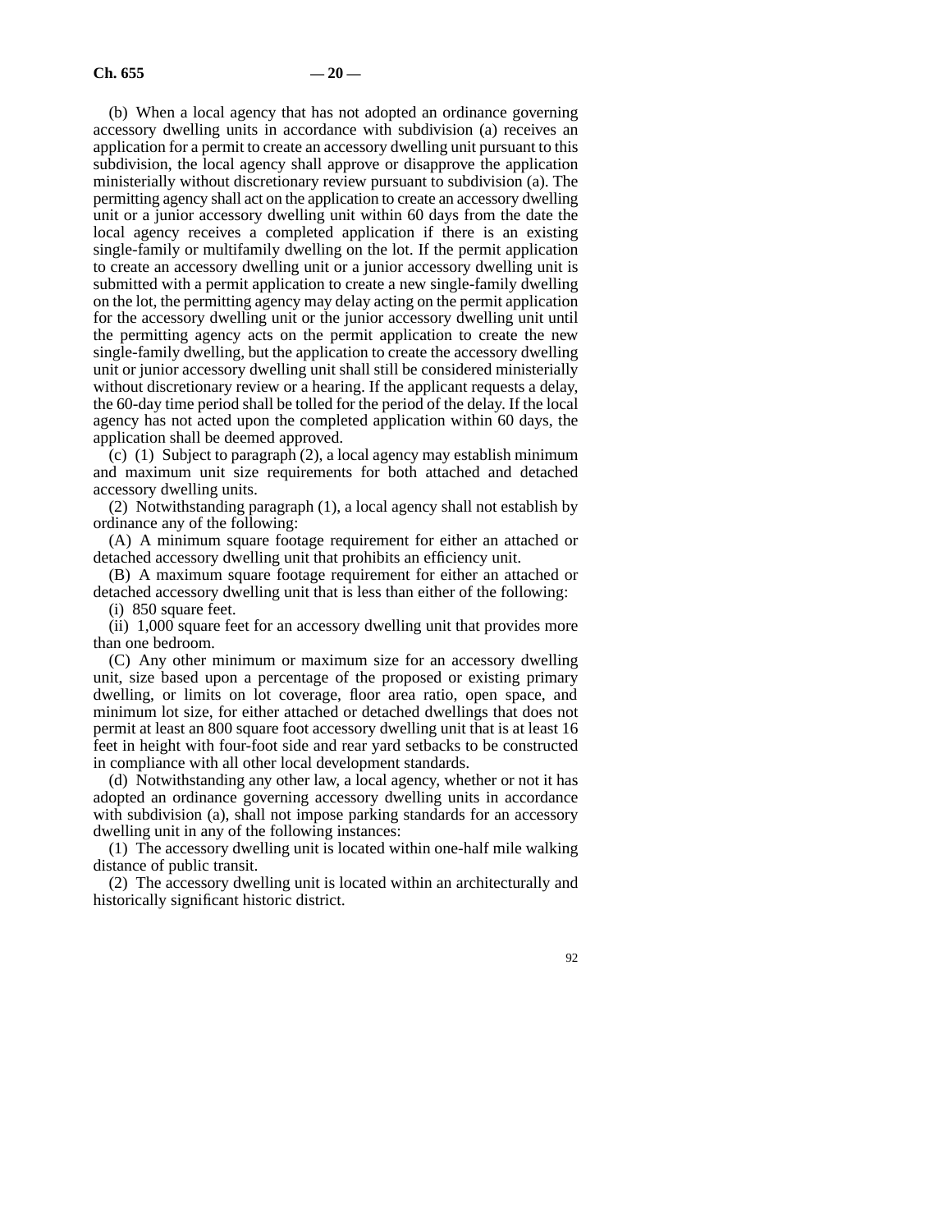(b) When a local agency that has not adopted an ordinance governing accessory dwelling units in accordance with subdivision (a) receives an application for a permit to create an accessory dwelling unit pursuant to this subdivision, the local agency shall approve or disapprove the application ministerially without discretionary review pursuant to subdivision (a). The permitting agency shall act on the application to create an accessory dwelling unit or a junior accessory dwelling unit within 60 days from the date the local agency receives a completed application if there is an existing single-family or multifamily dwelling on the lot. If the permit application to create an accessory dwelling unit or a junior accessory dwelling unit is submitted with a permit application to create a new single-family dwelling on the lot, the permitting agency may delay acting on the permit application for the accessory dwelling unit or the junior accessory dwelling unit until the permitting agency acts on the permit application to create the new single-family dwelling, but the application to create the accessory dwelling unit or junior accessory dwelling unit shall still be considered ministerially without discretionary review or a hearing. If the applicant requests a delay, the 60-day time period shall be tolled for the period of the delay. If the local agency has not acted upon the completed application within 60 days, the application shall be deemed approved.

(c) (1) Subject to paragraph (2), a local agency may establish minimum and maximum unit size requirements for both attached and detached accessory dwelling units.

(2) Notwithstanding paragraph (1), a local agency shall not establish by ordinance any of the following:

(A) A minimum square footage requirement for either an attached or detached accessory dwelling unit that prohibits an efficiency unit.

(B) A maximum square footage requirement for either an attached or detached accessory dwelling unit that is less than either of the following:

(i) 850 square feet.

(ii) 1,000 square feet for an accessory dwelling unit that provides more than one bedroom.

(C) Any other minimum or maximum size for an accessory dwelling unit, size based upon a percentage of the proposed or existing primary dwelling, or limits on lot coverage, floor area ratio, open space, and minimum lot size, for either attached or detached dwellings that does not permit at least an 800 square foot accessory dwelling unit that is at least 16 feet in height with four-foot side and rear yard setbacks to be constructed in compliance with all other local development standards.

(d) Notwithstanding any other law, a local agency, whether or not it has adopted an ordinance governing accessory dwelling units in accordance with subdivision (a), shall not impose parking standards for an accessory dwelling unit in any of the following instances:

(1) The accessory dwelling unit is located within one-half mile walking distance of public transit.

(2) The accessory dwelling unit is located within an architecturally and historically significant historic district.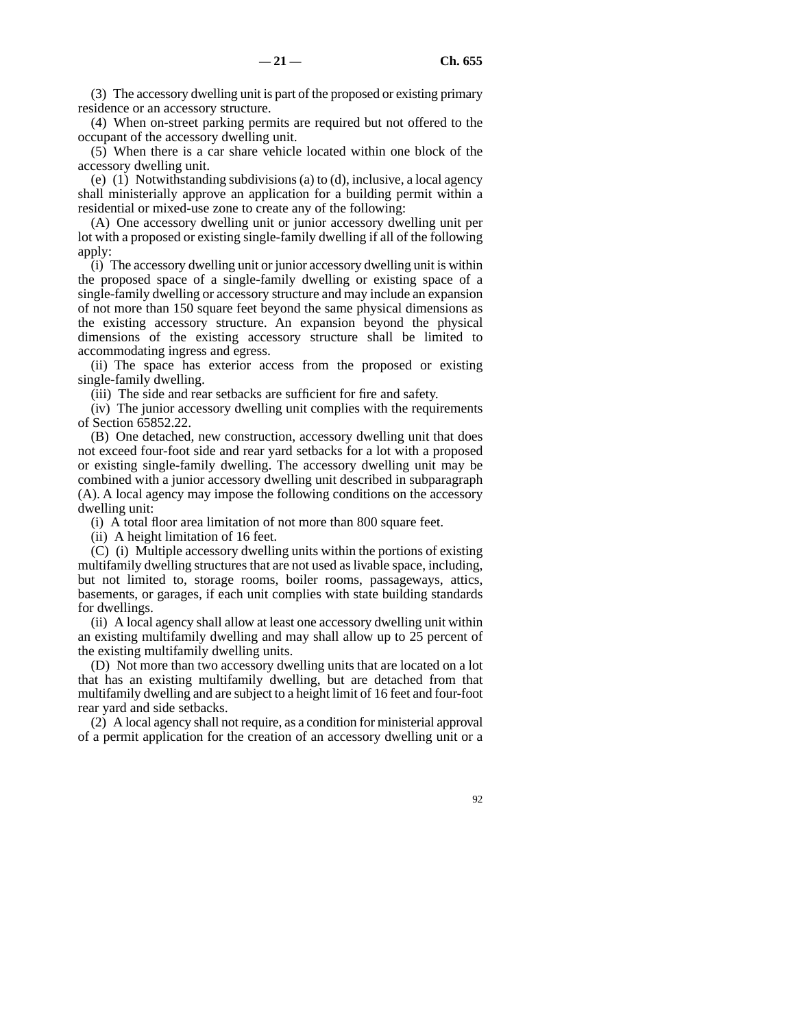(3) The accessory dwelling unit is part of the proposed or existing primary residence or an accessory structure.

(4) When on-street parking permits are required but not offered to the occupant of the accessory dwelling unit.

(5) When there is a car share vehicle located within one block of the accessory dwelling unit.

(e) (1) Notwithstanding subdivisions (a) to (d), inclusive, a local agency shall ministerially approve an application for a building permit within a residential or mixed-use zone to create any of the following:

(A) One accessory dwelling unit or junior accessory dwelling unit per lot with a proposed or existing single-family dwelling if all of the following apply:

(i) The accessory dwelling unit or junior accessory dwelling unit is within the proposed space of a single-family dwelling or existing space of a single-family dwelling or accessory structure and may include an expansion of not more than 150 square feet beyond the same physical dimensions as the existing accessory structure. An expansion beyond the physical dimensions of the existing accessory structure shall be limited to accommodating ingress and egress.

(ii) The space has exterior access from the proposed or existing single-family dwelling.

(iii) The side and rear setbacks are sufficient for fire and safety.

(iv) The junior accessory dwelling unit complies with the requirements of Section 65852.22.

(B) One detached, new construction, accessory dwelling unit that does not exceed four-foot side and rear yard setbacks for a lot with a proposed or existing single-family dwelling. The accessory dwelling unit may be combined with a junior accessory dwelling unit described in subparagraph (A). A local agency may impose the following conditions on the accessory dwelling unit:

(i) A total floor area limitation of not more than 800 square feet.

(ii) A height limitation of 16 feet.

(C) (i) Multiple accessory dwelling units within the portions of existing multifamily dwelling structures that are not used as livable space, including, but not limited to, storage rooms, boiler rooms, passageways, attics, basements, or garages, if each unit complies with state building standards for dwellings.

(ii) A local agency shall allow at least one accessory dwelling unit within an existing multifamily dwelling and may shall allow up to 25 percent of the existing multifamily dwelling units.

(D) Not more than two accessory dwelling units that are located on a lot that has an existing multifamily dwelling, but are detached from that multifamily dwelling and are subject to a height limit of 16 feet and four-foot rear yard and side setbacks.

(2) A local agency shall not require, as a condition for ministerial approval of a permit application for the creation of an accessory dwelling unit or a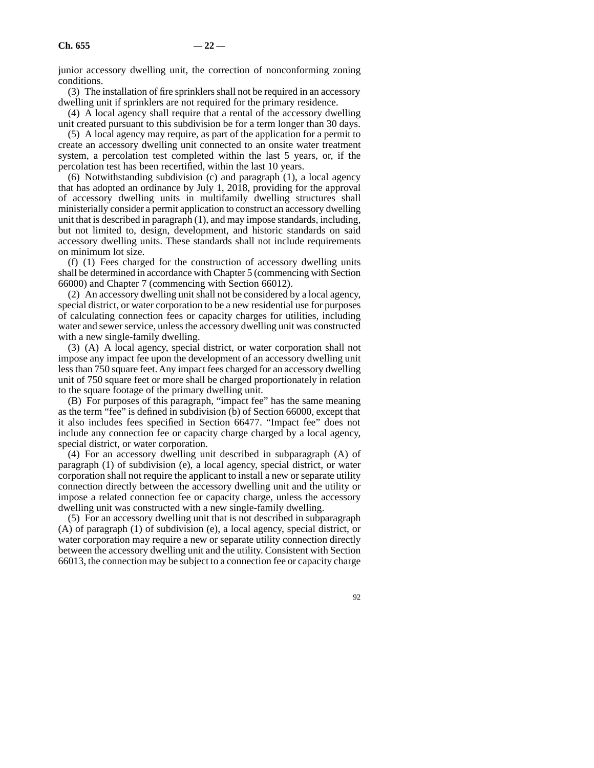junior accessory dwelling unit, the correction of nonconforming zoning conditions.

(3) The installation of fire sprinklers shall not be required in an accessory dwelling unit if sprinklers are not required for the primary residence.

(4) A local agency shall require that a rental of the accessory dwelling unit created pursuant to this subdivision be for a term longer than 30 days.

(5) A local agency may require, as part of the application for a permit to create an accessory dwelling unit connected to an onsite water treatment system, a percolation test completed within the last 5 years, or, if the percolation test has been recertified, within the last 10 years.

(6) Notwithstanding subdivision (c) and paragraph (1), a local agency that has adopted an ordinance by July 1, 2018, providing for the approval of accessory dwelling units in multifamily dwelling structures shall ministerially consider a permit application to construct an accessory dwelling unit that is described in paragraph (1), and may impose standards, including, but not limited to, design, development, and historic standards on said accessory dwelling units. These standards shall not include requirements on minimum lot size.

(f) (1) Fees charged for the construction of accessory dwelling units shall be determined in accordance with Chapter 5 (commencing with Section 66000) and Chapter 7 (commencing with Section 66012).

(2) An accessory dwelling unit shall not be considered by a local agency, special district, or water corporation to be a new residential use for purposes of calculating connection fees or capacity charges for utilities, including water and sewer service, unless the accessory dwelling unit was constructed with a new single-family dwelling.

(3) (A) A local agency, special district, or water corporation shall not impose any impact fee upon the development of an accessory dwelling unit less than 750 square feet. Any impact fees charged for an accessory dwelling unit of 750 square feet or more shall be charged proportionately in relation to the square footage of the primary dwelling unit.

(B) For purposes of this paragraph, "impact fee" has the same meaning as the term "fee" is defined in subdivision (b) of Section 66000, except that it also includes fees specified in Section 66477. "Impact fee" does not include any connection fee or capacity charge charged by a local agency, special district, or water corporation.

(4) For an accessory dwelling unit described in subparagraph (A) of paragraph (1) of subdivision (e), a local agency, special district, or water corporation shall not require the applicant to install a new or separate utility connection directly between the accessory dwelling unit and the utility or impose a related connection fee or capacity charge, unless the accessory dwelling unit was constructed with a new single-family dwelling.

(5) For an accessory dwelling unit that is not described in subparagraph (A) of paragraph (1) of subdivision (e), a local agency, special district, or water corporation may require a new or separate utility connection directly between the accessory dwelling unit and the utility. Consistent with Section 66013, the connection may be subject to a connection fee or capacity charge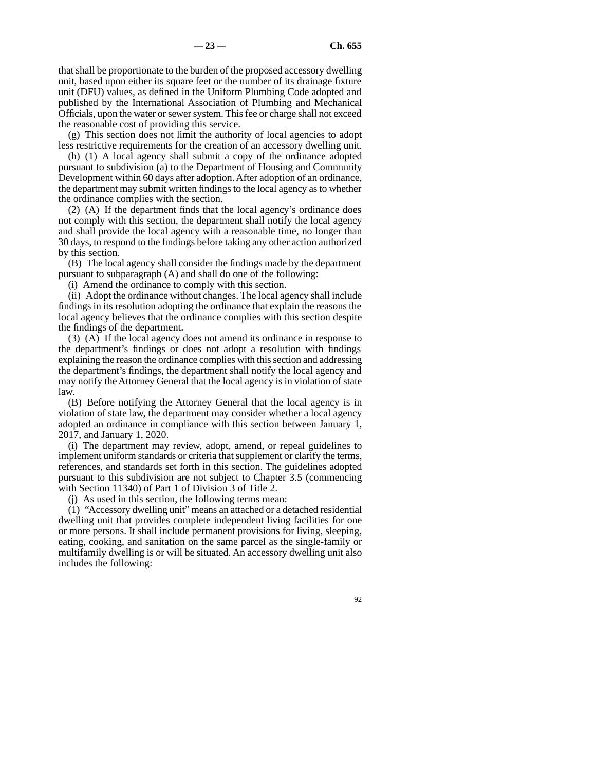that shall be proportionate to the burden of the proposed accessory dwelling unit, based upon either its square feet or the number of its drainage fixture unit (DFU) values, as defined in the Uniform Plumbing Code adopted and published by the International Association of Plumbing and Mechanical Officials, upon the water or sewer system. This fee or charge shall not exceed the reasonable cost of providing this service.

(g) This section does not limit the authority of local agencies to adopt less restrictive requirements for the creation of an accessory dwelling unit.

(h) (1) A local agency shall submit a copy of the ordinance adopted pursuant to subdivision (a) to the Department of Housing and Community Development within 60 days after adoption. After adoption of an ordinance, the department may submit written findings to the local agency as to whether the ordinance complies with the section.

(2) (A) If the department finds that the local agency's ordinance does not comply with this section, the department shall notify the local agency and shall provide the local agency with a reasonable time, no longer than 30 days, to respond to the findings before taking any other action authorized by this section.

(B) The local agency shall consider the findings made by the department pursuant to subparagraph (A) and shall do one of the following:

(i) Amend the ordinance to comply with this section.

(ii) Adopt the ordinance without changes. The local agency shall include findings in its resolution adopting the ordinance that explain the reasons the local agency believes that the ordinance complies with this section despite the findings of the department.

(3) (A) If the local agency does not amend its ordinance in response to the department's findings or does not adopt a resolution with findings explaining the reason the ordinance complies with this section and addressing the department's findings, the department shall notify the local agency and may notify the Attorney General that the local agency is in violation of state law.

(B) Before notifying the Attorney General that the local agency is in violation of state law, the department may consider whether a local agency adopted an ordinance in compliance with this section between January 1, 2017, and January 1, 2020.

(i) The department may review, adopt, amend, or repeal guidelines to implement uniform standards or criteria that supplement or clarify the terms, references, and standards set forth in this section. The guidelines adopted pursuant to this subdivision are not subject to Chapter 3.5 (commencing with Section 11340) of Part 1 of Division 3 of Title 2.

(j) As used in this section, the following terms mean:

(1) "Accessory dwelling unit" means an attached or a detached residential dwelling unit that provides complete independent living facilities for one or more persons. It shall include permanent provisions for living, sleeping, eating, cooking, and sanitation on the same parcel as the single-family or multifamily dwelling is or will be situated. An accessory dwelling unit also includes the following: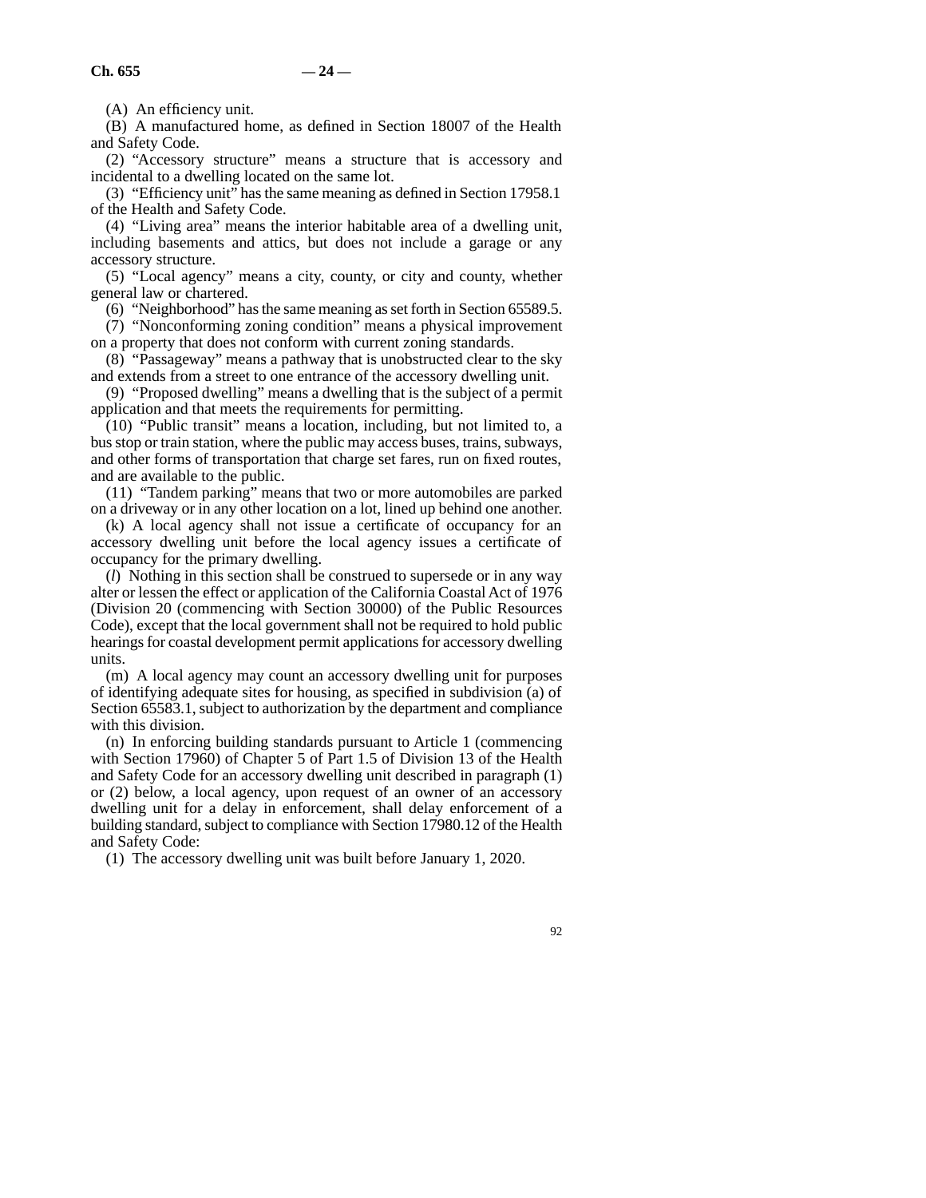(A) An efficiency unit.

(B) A manufactured home, as defined in Section 18007 of the Health and Safety Code.

(2) "Accessory structure" means a structure that is accessory and incidental to a dwelling located on the same lot.

(3) "Efficiency unit" has the same meaning as defined in Section 17958.1 of the Health and Safety Code.

(4) "Living area" means the interior habitable area of a dwelling unit, including basements and attics, but does not include a garage or any accessory structure.

(5) "Local agency" means a city, county, or city and county, whether general law or chartered.

(6) "Neighborhood" has the same meaning as set forth in Section 65589.5.

(7) "Nonconforming zoning condition" means a physical improvement on a property that does not conform with current zoning standards.

(8) "Passageway" means a pathway that is unobstructed clear to the sky and extends from a street to one entrance of the accessory dwelling unit.

(9) "Proposed dwelling" means a dwelling that is the subject of a permit application and that meets the requirements for permitting.

(10) "Public transit" means a location, including, but not limited to, a bus stop or train station, where the public may access buses, trains, subways, and other forms of transportation that charge set fares, run on fixed routes, and are available to the public.

(11) "Tandem parking" means that two or more automobiles are parked on a driveway or in any other location on a lot, lined up behind one another.

(k) A local agency shall not issue a certificate of occupancy for an accessory dwelling unit before the local agency issues a certificate of occupancy for the primary dwelling.

(*l*) Nothing in this section shall be construed to supersede or in any way alter or lessen the effect or application of the California Coastal Act of 1976 (Division 20 (commencing with Section 30000) of the Public Resources Code), except that the local government shall not be required to hold public hearings for coastal development permit applications for accessory dwelling units.

(m) A local agency may count an accessory dwelling unit for purposes of identifying adequate sites for housing, as specified in subdivision (a) of Section 65583.1, subject to authorization by the department and compliance with this division.

(n) In enforcing building standards pursuant to Article 1 (commencing with Section 17960) of Chapter 5 of Part 1.5 of Division 13 of the Health and Safety Code for an accessory dwelling unit described in paragraph (1) or (2) below, a local agency, upon request of an owner of an accessory dwelling unit for a delay in enforcement, shall delay enforcement of a building standard, subject to compliance with Section 17980.12 of the Health and Safety Code:

(1) The accessory dwelling unit was built before January 1, 2020.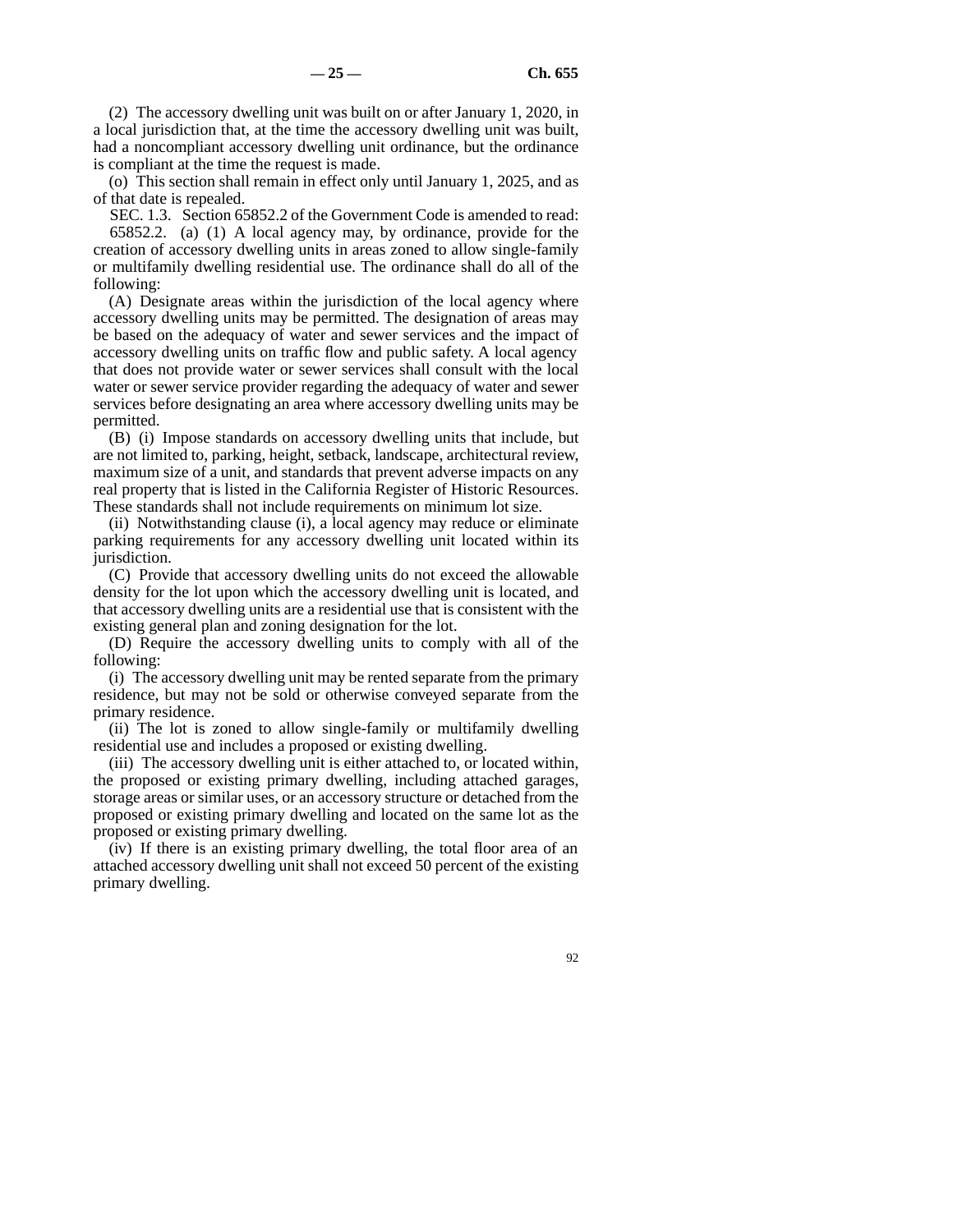(2) The accessory dwelling unit was built on or after January 1, 2020, in a local jurisdiction that, at the time the accessory dwelling unit was built, had a noncompliant accessory dwelling unit ordinance, but the ordinance is compliant at the time the request is made.

(o) This section shall remain in effect only until January 1, 2025, and as of that date is repealed.

SEC. 1.3. Section 65852.2 of the Government Code is amended to read:

65852.2. (a) (1) A local agency may, by ordinance, provide for the creation of accessory dwelling units in areas zoned to allow single-family or multifamily dwelling residential use. The ordinance shall do all of the following:

(A) Designate areas within the jurisdiction of the local agency where accessory dwelling units may be permitted. The designation of areas may be based on the adequacy of water and sewer services and the impact of accessory dwelling units on traffic flow and public safety. A local agency that does not provide water or sewer services shall consult with the local water or sewer service provider regarding the adequacy of water and sewer services before designating an area where accessory dwelling units may be permitted.

(B) (i) Impose standards on accessory dwelling units that include, but are not limited to, parking, height, setback, landscape, architectural review, maximum size of a unit, and standards that prevent adverse impacts on any real property that is listed in the California Register of Historic Resources. These standards shall not include requirements on minimum lot size.

(ii) Notwithstanding clause (i), a local agency may reduce or eliminate parking requirements for any accessory dwelling unit located within its jurisdiction.

(C) Provide that accessory dwelling units do not exceed the allowable density for the lot upon which the accessory dwelling unit is located, and that accessory dwelling units are a residential use that is consistent with the existing general plan and zoning designation for the lot.

(D) Require the accessory dwelling units to comply with all of the following:

(i) The accessory dwelling unit may be rented separate from the primary residence, but may not be sold or otherwise conveyed separate from the primary residence.

(ii) The lot is zoned to allow single-family or multifamily dwelling residential use and includes a proposed or existing dwelling.

(iii) The accessory dwelling unit is either attached to, or located within, the proposed or existing primary dwelling, including attached garages, storage areas or similar uses, or an accessory structure or detached from the proposed or existing primary dwelling and located on the same lot as the proposed or existing primary dwelling.

(iv) If there is an existing primary dwelling, the total floor area of an attached accessory dwelling unit shall not exceed 50 percent of the existing primary dwelling.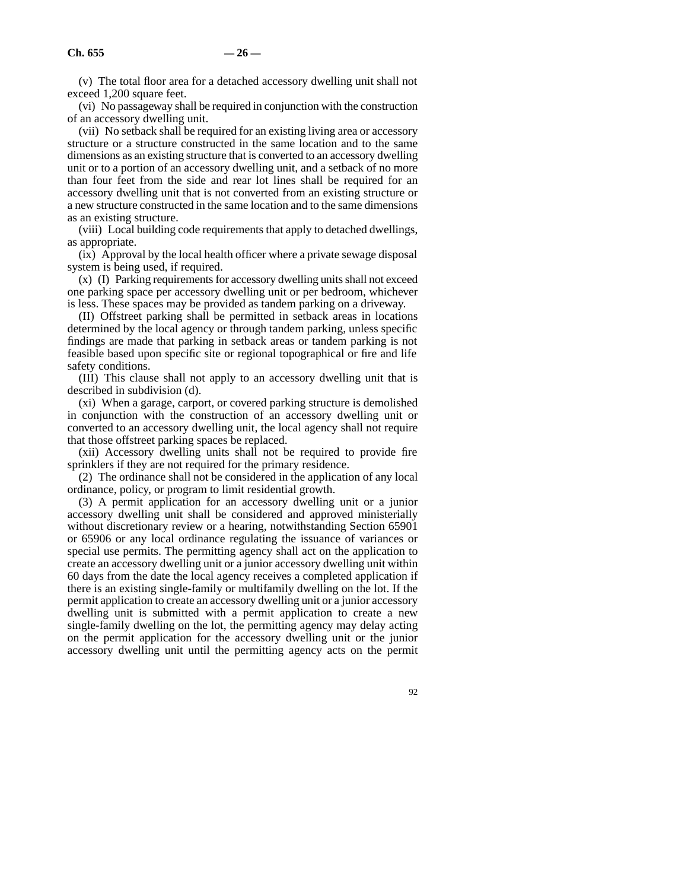(v) The total floor area for a detached accessory dwelling unit shall not exceed 1,200 square feet.

(vi) No passageway shall be required in conjunction with the construction of an accessory dwelling unit.

(vii) No setback shall be required for an existing living area or accessory structure or a structure constructed in the same location and to the same dimensions as an existing structure that is converted to an accessory dwelling unit or to a portion of an accessory dwelling unit, and a setback of no more than four feet from the side and rear lot lines shall be required for an accessory dwelling unit that is not converted from an existing structure or a new structure constructed in the same location and to the same dimensions as an existing structure.

(viii) Local building code requirements that apply to detached dwellings, as appropriate.

(ix) Approval by the local health officer where a private sewage disposal system is being used, if required.

(x) (I) Parking requirements for accessory dwelling units shall not exceed one parking space per accessory dwelling unit or per bedroom, whichever is less. These spaces may be provided as tandem parking on a driveway.

(II) Offstreet parking shall be permitted in setback areas in locations determined by the local agency or through tandem parking, unless specific findings are made that parking in setback areas or tandem parking is not feasible based upon specific site or regional topographical or fire and life safety conditions.

(III) This clause shall not apply to an accessory dwelling unit that is described in subdivision (d).

(xi) When a garage, carport, or covered parking structure is demolished in conjunction with the construction of an accessory dwelling unit or converted to an accessory dwelling unit, the local agency shall not require that those offstreet parking spaces be replaced.

(xii) Accessory dwelling units shall not be required to provide fire sprinklers if they are not required for the primary residence.

(2) The ordinance shall not be considered in the application of any local ordinance, policy, or program to limit residential growth.

(3) A permit application for an accessory dwelling unit or a junior accessory dwelling unit shall be considered and approved ministerially without discretionary review or a hearing, notwithstanding Section 65901 or 65906 or any local ordinance regulating the issuance of variances or special use permits. The permitting agency shall act on the application to create an accessory dwelling unit or a junior accessory dwelling unit within 60 days from the date the local agency receives a completed application if there is an existing single-family or multifamily dwelling on the lot. If the permit application to create an accessory dwelling unit or a junior accessory dwelling unit is submitted with a permit application to create a new single-family dwelling on the lot, the permitting agency may delay acting on the permit application for the accessory dwelling unit or the junior accessory dwelling unit until the permitting agency acts on the permit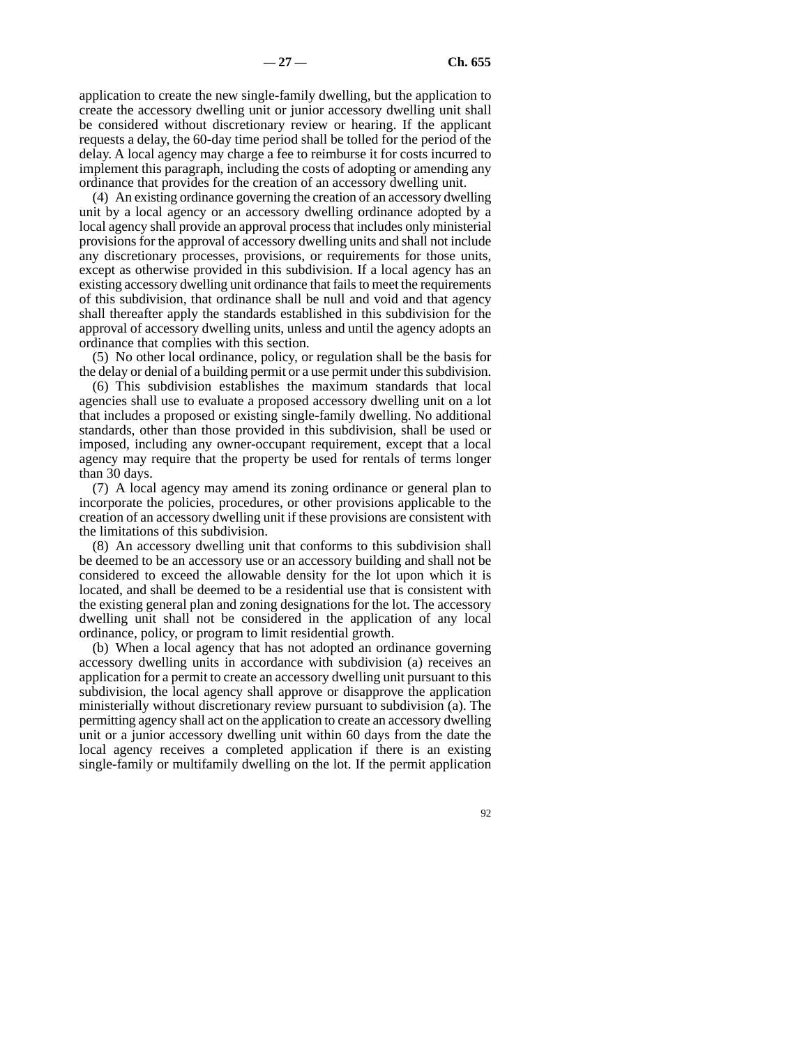application to create the new single-family dwelling, but the application to create the accessory dwelling unit or junior accessory dwelling unit shall be considered without discretionary review or hearing. If the applicant requests a delay, the 60-day time period shall be tolled for the period of the delay. A local agency may charge a fee to reimburse it for costs incurred to implement this paragraph, including the costs of adopting or amending any ordinance that provides for the creation of an accessory dwelling unit.

(4) An existing ordinance governing the creation of an accessory dwelling unit by a local agency or an accessory dwelling ordinance adopted by a local agency shall provide an approval process that includes only ministerial provisions for the approval of accessory dwelling units and shall not include any discretionary processes, provisions, or requirements for those units, except as otherwise provided in this subdivision. If a local agency has an existing accessory dwelling unit ordinance that fails to meet the requirements of this subdivision, that ordinance shall be null and void and that agency shall thereafter apply the standards established in this subdivision for the approval of accessory dwelling units, unless and until the agency adopts an ordinance that complies with this section.

(5) No other local ordinance, policy, or regulation shall be the basis for the delay or denial of a building permit or a use permit under this subdivision.

(6) This subdivision establishes the maximum standards that local agencies shall use to evaluate a proposed accessory dwelling unit on a lot that includes a proposed or existing single-family dwelling. No additional standards, other than those provided in this subdivision, shall be used or imposed, including any owner-occupant requirement, except that a local agency may require that the property be used for rentals of terms longer than 30 days.

(7) A local agency may amend its zoning ordinance or general plan to incorporate the policies, procedures, or other provisions applicable to the creation of an accessory dwelling unit if these provisions are consistent with the limitations of this subdivision.

(8) An accessory dwelling unit that conforms to this subdivision shall be deemed to be an accessory use or an accessory building and shall not be considered to exceed the allowable density for the lot upon which it is located, and shall be deemed to be a residential use that is consistent with the existing general plan and zoning designations for the lot. The accessory dwelling unit shall not be considered in the application of any local ordinance, policy, or program to limit residential growth.

(b) When a local agency that has not adopted an ordinance governing accessory dwelling units in accordance with subdivision (a) receives an application for a permit to create an accessory dwelling unit pursuant to this subdivision, the local agency shall approve or disapprove the application ministerially without discretionary review pursuant to subdivision (a). The permitting agency shall act on the application to create an accessory dwelling unit or a junior accessory dwelling unit within 60 days from the date the local agency receives a completed application if there is an existing single-family or multifamily dwelling on the lot. If the permit application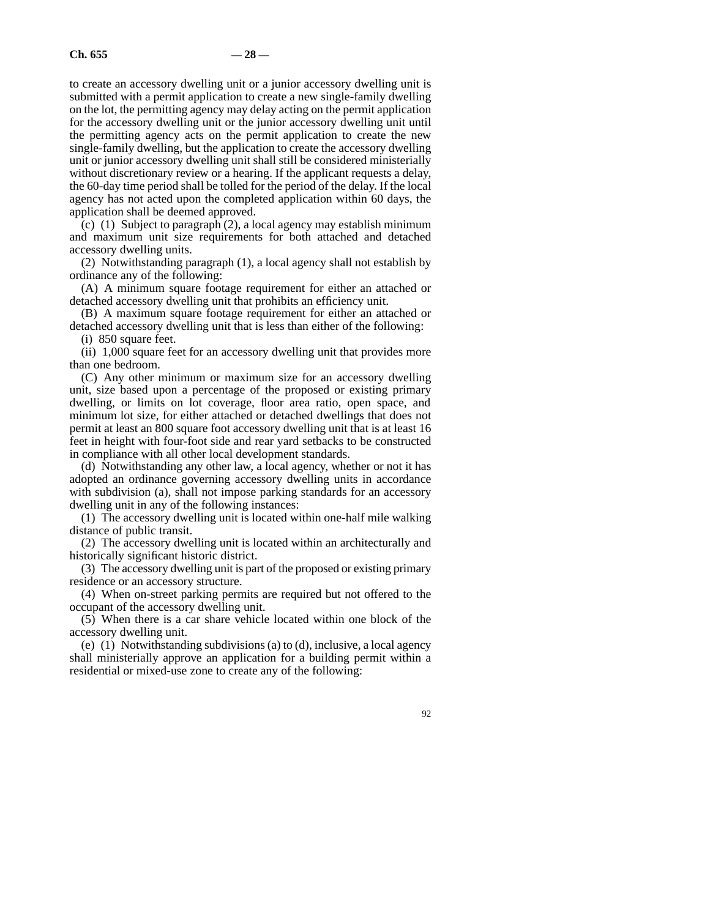to create an accessory dwelling unit or a junior accessory dwelling unit is submitted with a permit application to create a new single-family dwelling on the lot, the permitting agency may delay acting on the permit application for the accessory dwelling unit or the junior accessory dwelling unit until the permitting agency acts on the permit application to create the new single-family dwelling, but the application to create the accessory dwelling unit or junior accessory dwelling unit shall still be considered ministerially without discretionary review or a hearing. If the applicant requests a delay, the 60-day time period shall be tolled for the period of the delay. If the local agency has not acted upon the completed application within 60 days, the application shall be deemed approved.

(c) (1) Subject to paragraph (2), a local agency may establish minimum and maximum unit size requirements for both attached and detached accessory dwelling units.

(2) Notwithstanding paragraph (1), a local agency shall not establish by ordinance any of the following:

(A) A minimum square footage requirement for either an attached or detached accessory dwelling unit that prohibits an efficiency unit.

(B) A maximum square footage requirement for either an attached or detached accessory dwelling unit that is less than either of the following:

(i) 850 square feet.

(ii) 1,000 square feet for an accessory dwelling unit that provides more than one bedroom.

(C) Any other minimum or maximum size for an accessory dwelling unit, size based upon a percentage of the proposed or existing primary dwelling, or limits on lot coverage, floor area ratio, open space, and minimum lot size, for either attached or detached dwellings that does not permit at least an 800 square foot accessory dwelling unit that is at least 16 feet in height with four-foot side and rear yard setbacks to be constructed in compliance with all other local development standards.

(d) Notwithstanding any other law, a local agency, whether or not it has adopted an ordinance governing accessory dwelling units in accordance with subdivision (a), shall not impose parking standards for an accessory dwelling unit in any of the following instances:

(1) The accessory dwelling unit is located within one-half mile walking distance of public transit.

(2) The accessory dwelling unit is located within an architecturally and historically significant historic district.

(3) The accessory dwelling unit is part of the proposed or existing primary residence or an accessory structure.

(4) When on-street parking permits are required but not offered to the occupant of the accessory dwelling unit.

(5) When there is a car share vehicle located within one block of the accessory dwelling unit.

(e) (1) Notwithstanding subdivisions (a) to (d), inclusive, a local agency shall ministerially approve an application for a building permit within a residential or mixed-use zone to create any of the following: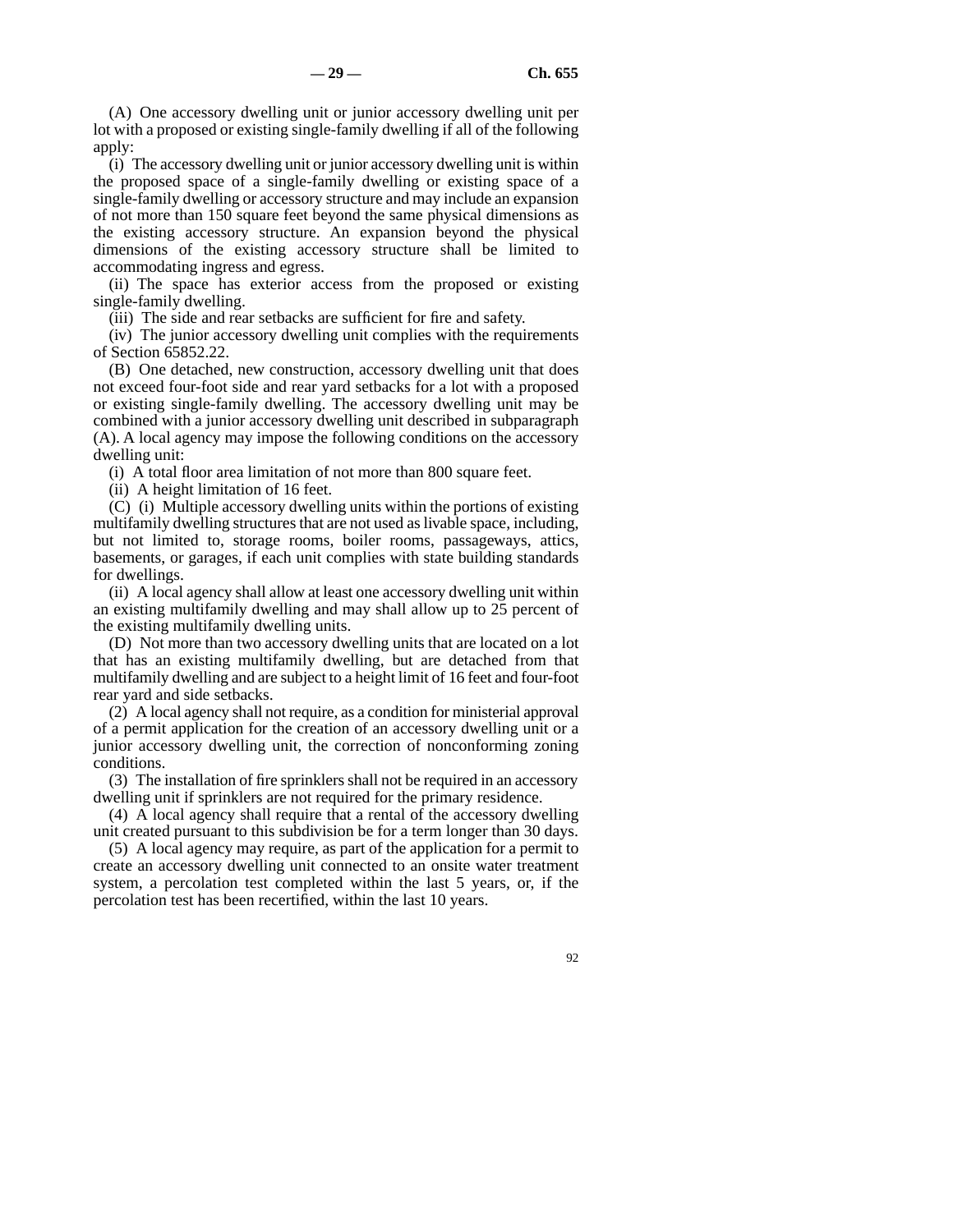(A) One accessory dwelling unit or junior accessory dwelling unit per lot with a proposed or existing single-family dwelling if all of the following apply:

(i) The accessory dwelling unit or junior accessory dwelling unit is within the proposed space of a single-family dwelling or existing space of a single-family dwelling or accessory structure and may include an expansion of not more than 150 square feet beyond the same physical dimensions as the existing accessory structure. An expansion beyond the physical dimensions of the existing accessory structure shall be limited to accommodating ingress and egress.

(ii) The space has exterior access from the proposed or existing single-family dwelling.

(iii) The side and rear setbacks are sufficient for fire and safety.

(iv) The junior accessory dwelling unit complies with the requirements of Section 65852.22.

(B) One detached, new construction, accessory dwelling unit that does not exceed four-foot side and rear yard setbacks for a lot with a proposed or existing single-family dwelling. The accessory dwelling unit may be combined with a junior accessory dwelling unit described in subparagraph (A). A local agency may impose the following conditions on the accessory dwelling unit:

(i) A total floor area limitation of not more than 800 square feet.

(ii) A height limitation of 16 feet.

(C) (i) Multiple accessory dwelling units within the portions of existing multifamily dwelling structures that are not used as livable space, including, but not limited to, storage rooms, boiler rooms, passageways, attics, basements, or garages, if each unit complies with state building standards for dwellings.

(ii) A local agency shall allow at least one accessory dwelling unit within an existing multifamily dwelling and may shall allow up to 25 percent of the existing multifamily dwelling units.

(D) Not more than two accessory dwelling units that are located on a lot that has an existing multifamily dwelling, but are detached from that multifamily dwelling and are subject to a height limit of 16 feet and four-foot rear yard and side setbacks.

(2) A local agency shall not require, as a condition for ministerial approval of a permit application for the creation of an accessory dwelling unit or a junior accessory dwelling unit, the correction of nonconforming zoning conditions.

(3) The installation of fire sprinklers shall not be required in an accessory dwelling unit if sprinklers are not required for the primary residence.

(4) A local agency shall require that a rental of the accessory dwelling unit created pursuant to this subdivision be for a term longer than 30 days.

(5) A local agency may require, as part of the application for a permit to create an accessory dwelling unit connected to an onsite water treatment system, a percolation test completed within the last 5 years, or, if the percolation test has been recertified, within the last 10 years.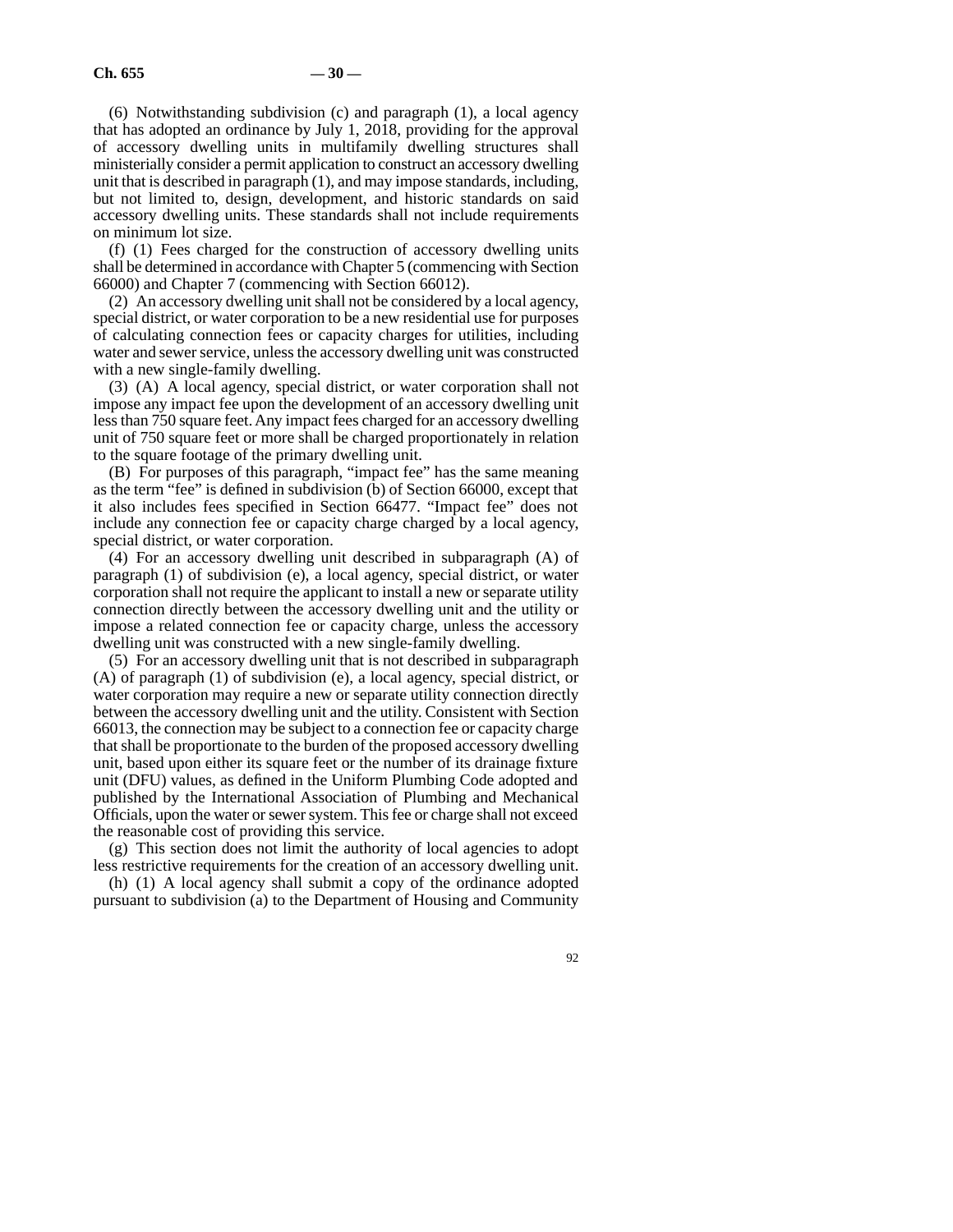(6) Notwithstanding subdivision (c) and paragraph (1), a local agency that has adopted an ordinance by July 1, 2018, providing for the approval of accessory dwelling units in multifamily dwelling structures shall ministerially consider a permit application to construct an accessory dwelling unit that is described in paragraph (1), and may impose standards, including, but not limited to, design, development, and historic standards on said accessory dwelling units. These standards shall not include requirements on minimum lot size.

(f) (1) Fees charged for the construction of accessory dwelling units shall be determined in accordance with Chapter 5 (commencing with Section 66000) and Chapter 7 (commencing with Section 66012).

(2) An accessory dwelling unit shall not be considered by a local agency, special district, or water corporation to be a new residential use for purposes of calculating connection fees or capacity charges for utilities, including water and sewer service, unless the accessory dwelling unit was constructed with a new single-family dwelling.

(3) (A) A local agency, special district, or water corporation shall not impose any impact fee upon the development of an accessory dwelling unit less than 750 square feet. Any impact fees charged for an accessory dwelling unit of 750 square feet or more shall be charged proportionately in relation to the square footage of the primary dwelling unit.

(B) For purposes of this paragraph, "impact fee" has the same meaning as the term "fee" is defined in subdivision (b) of Section 66000, except that it also includes fees specified in Section 66477. "Impact fee" does not include any connection fee or capacity charge charged by a local agency, special district, or water corporation.

(4) For an accessory dwelling unit described in subparagraph (A) of paragraph (1) of subdivision (e), a local agency, special district, or water corporation shall not require the applicant to install a new or separate utility connection directly between the accessory dwelling unit and the utility or impose a related connection fee or capacity charge, unless the accessory dwelling unit was constructed with a new single-family dwelling.

(5) For an accessory dwelling unit that is not described in subparagraph (A) of paragraph (1) of subdivision (e), a local agency, special district, or water corporation may require a new or separate utility connection directly between the accessory dwelling unit and the utility. Consistent with Section 66013, the connection may be subject to a connection fee or capacity charge that shall be proportionate to the burden of the proposed accessory dwelling unit, based upon either its square feet or the number of its drainage fixture unit (DFU) values, as defined in the Uniform Plumbing Code adopted and published by the International Association of Plumbing and Mechanical Officials, upon the water or sewer system. This fee or charge shall not exceed the reasonable cost of providing this service.

(g) This section does not limit the authority of local agencies to adopt less restrictive requirements for the creation of an accessory dwelling unit.

(h) (1) A local agency shall submit a copy of the ordinance adopted pursuant to subdivision (a) to the Department of Housing and Community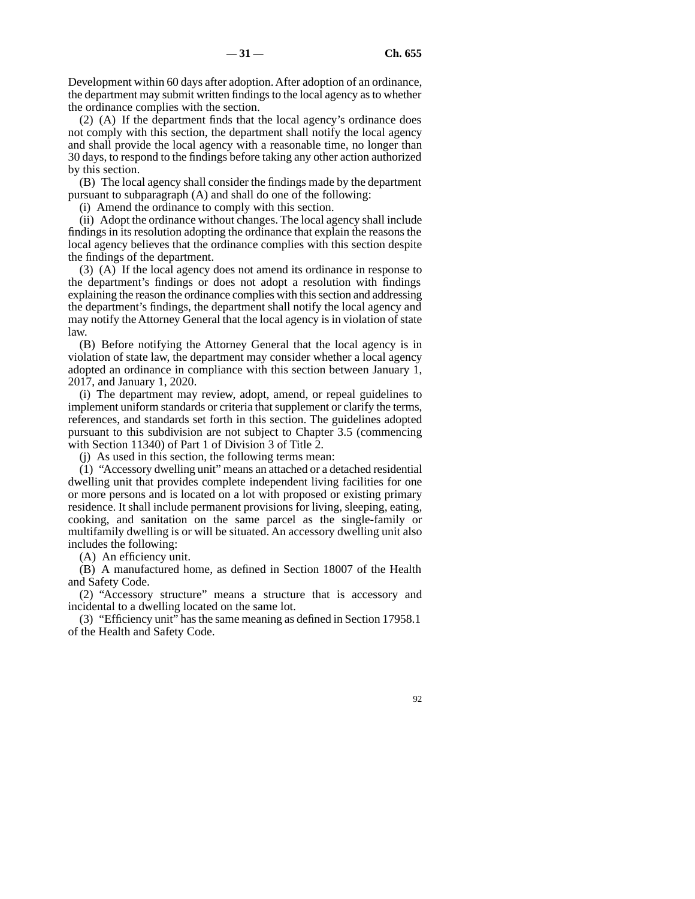Development within 60 days after adoption. After adoption of an ordinance, the department may submit written findings to the local agency as to whether the ordinance complies with the section.

(2) (A) If the department finds that the local agency's ordinance does not comply with this section, the department shall notify the local agency and shall provide the local agency with a reasonable time, no longer than 30 days, to respond to the findings before taking any other action authorized by this section.

(B) The local agency shall consider the findings made by the department pursuant to subparagraph (A) and shall do one of the following:

(i) Amend the ordinance to comply with this section.

(ii) Adopt the ordinance without changes. The local agency shall include findings in its resolution adopting the ordinance that explain the reasons the local agency believes that the ordinance complies with this section despite the findings of the department.

(3) (A) If the local agency does not amend its ordinance in response to the department's findings or does not adopt a resolution with findings explaining the reason the ordinance complies with this section and addressing the department's findings, the department shall notify the local agency and may notify the Attorney General that the local agency is in violation of state law.

(B) Before notifying the Attorney General that the local agency is in violation of state law, the department may consider whether a local agency adopted an ordinance in compliance with this section between January 1, 2017, and January 1, 2020.

(i) The department may review, adopt, amend, or repeal guidelines to implement uniform standards or criteria that supplement or clarify the terms, references, and standards set forth in this section. The guidelines adopted pursuant to this subdivision are not subject to Chapter 3.5 (commencing with Section 11340) of Part 1 of Division 3 of Title 2.

(j) As used in this section, the following terms mean:

(1) "Accessory dwelling unit" means an attached or a detached residential dwelling unit that provides complete independent living facilities for one or more persons and is located on a lot with proposed or existing primary residence. It shall include permanent provisions for living, sleeping, eating, cooking, and sanitation on the same parcel as the single-family or multifamily dwelling is or will be situated. An accessory dwelling unit also includes the following:

(A) An efficiency unit.

(B) A manufactured home, as defined in Section 18007 of the Health and Safety Code.

(2) "Accessory structure" means a structure that is accessory and incidental to a dwelling located on the same lot.

(3) "Efficiency unit" has the same meaning as defined in Section 17958.1 of the Health and Safety Code.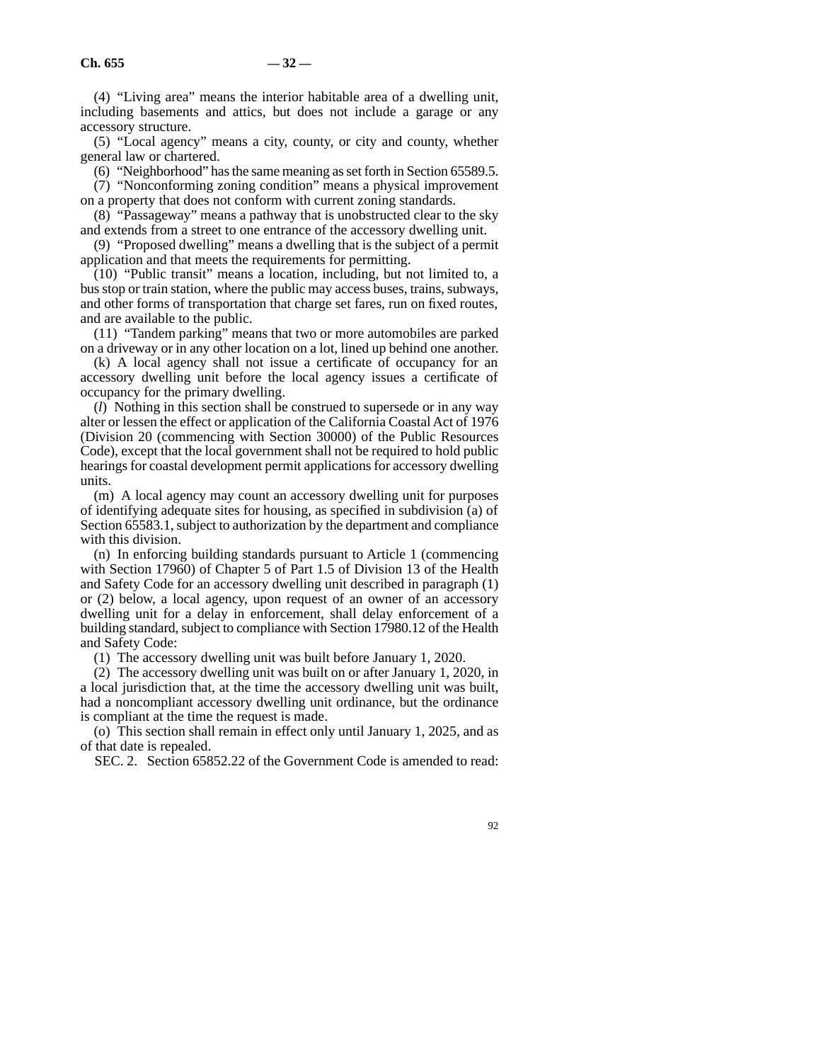(4) "Living area" means the interior habitable area of a dwelling unit, including basements and attics, but does not include a garage or any accessory structure.

(5) "Local agency" means a city, county, or city and county, whether general law or chartered.

(6) "Neighborhood" has the same meaning as set forth in Section 65589.5.

(7) "Nonconforming zoning condition" means a physical improvement on a property that does not conform with current zoning standards.

(8) "Passageway" means a pathway that is unobstructed clear to the sky and extends from a street to one entrance of the accessory dwelling unit.

(9) "Proposed dwelling" means a dwelling that is the subject of a permit application and that meets the requirements for permitting.

(10) "Public transit" means a location, including, but not limited to, a bus stop or train station, where the public may access buses, trains, subways, and other forms of transportation that charge set fares, run on fixed routes, and are available to the public.

(11) "Tandem parking" means that two or more automobiles are parked on a driveway or in any other location on a lot, lined up behind one another.

(k) A local agency shall not issue a certificate of occupancy for an accessory dwelling unit before the local agency issues a certificate of occupancy for the primary dwelling.

(*l*) Nothing in this section shall be construed to supersede or in any way alter or lessen the effect or application of the California Coastal Act of 1976 (Division 20 (commencing with Section 30000) of the Public Resources Code), except that the local government shall not be required to hold public hearings for coastal development permit applications for accessory dwelling units.

(m) A local agency may count an accessory dwelling unit for purposes of identifying adequate sites for housing, as specified in subdivision (a) of Section 65583.1, subject to authorization by the department and compliance with this division.

(n) In enforcing building standards pursuant to Article 1 (commencing with Section 17960) of Chapter 5 of Part 1.5 of Division 13 of the Health and Safety Code for an accessory dwelling unit described in paragraph (1) or (2) below, a local agency, upon request of an owner of an accessory dwelling unit for a delay in enforcement, shall delay enforcement of a building standard, subject to compliance with Section 17980.12 of the Health and Safety Code:

(1) The accessory dwelling unit was built before January 1, 2020.

(2) The accessory dwelling unit was built on or after January 1, 2020, in a local jurisdiction that, at the time the accessory dwelling unit was built, had a noncompliant accessory dwelling unit ordinance, but the ordinance is compliant at the time the request is made.

(o) This section shall remain in effect only until January 1, 2025, and as of that date is repealed.

SEC. 2. Section 65852.22 of the Government Code is amended to read: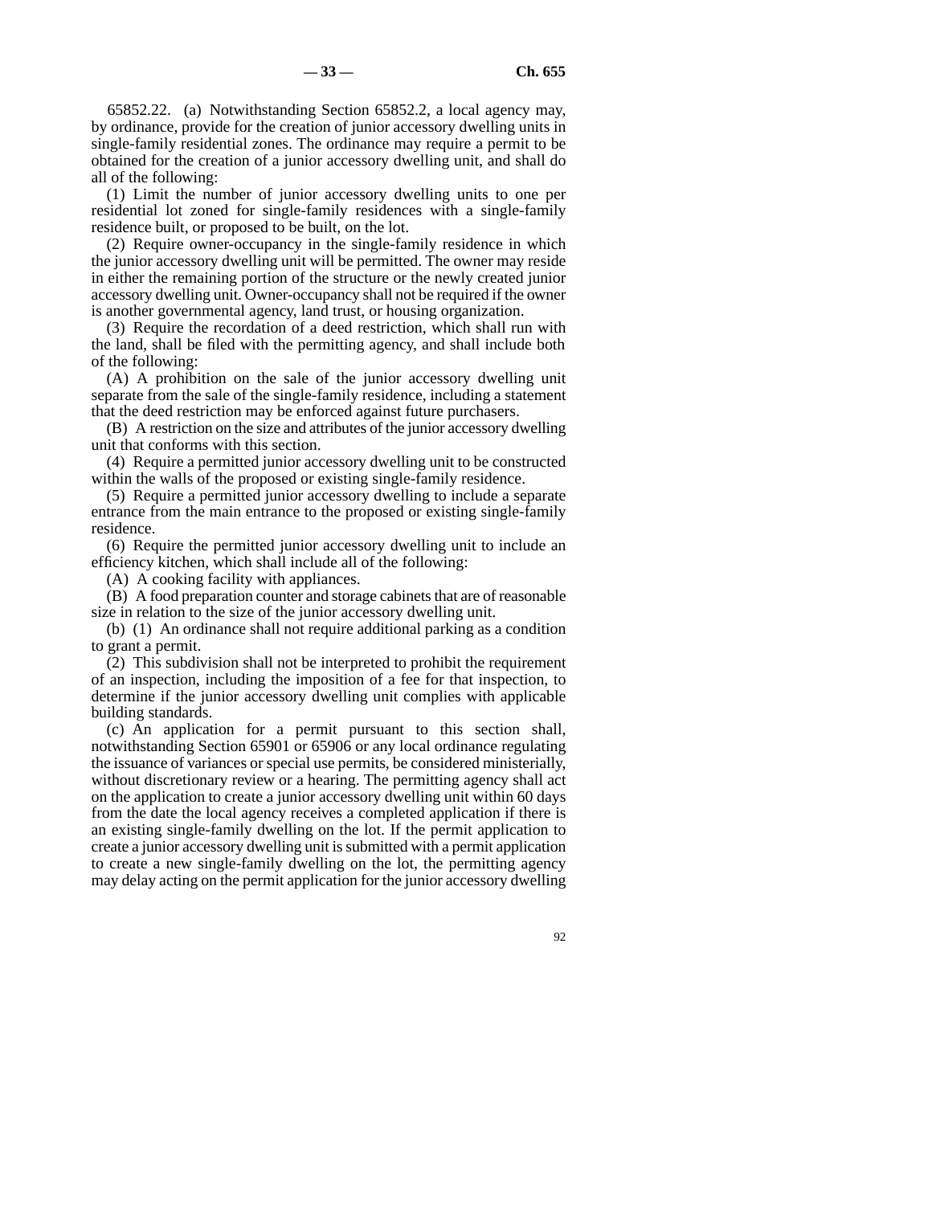65852.22. (a) Notwithstanding Section 65852.2, a local agency may, by ordinance, provide for the creation of junior accessory dwelling units in single-family residential zones. The ordinance may require a permit to be obtained for the creation of a junior accessory dwelling unit, and shall do all of the following:

(1) Limit the number of junior accessory dwelling units to one per residential lot zoned for single-family residences with a single-family residence built, or proposed to be built, on the lot.

(2) Require owner-occupancy in the single-family residence in which the junior accessory dwelling unit will be permitted. The owner may reside in either the remaining portion of the structure or the newly created junior accessory dwelling unit. Owner-occupancy shall not be required if the owner is another governmental agency, land trust, or housing organization.

(3) Require the recordation of a deed restriction, which shall run with the land, shall be filed with the permitting agency, and shall include both of the following:

(A) A prohibition on the sale of the junior accessory dwelling unit separate from the sale of the single-family residence, including a statement that the deed restriction may be enforced against future purchasers.

(B) A restriction on the size and attributes of the junior accessory dwelling unit that conforms with this section.

(4) Require a permitted junior accessory dwelling unit to be constructed within the walls of the proposed or existing single-family residence.

(5) Require a permitted junior accessory dwelling to include a separate entrance from the main entrance to the proposed or existing single-family residence.

(6) Require the permitted junior accessory dwelling unit to include an efficiency kitchen, which shall include all of the following:

(A) A cooking facility with appliances.

(B) A food preparation counter and storage cabinets that are of reasonable size in relation to the size of the junior accessory dwelling unit.

(b) (1) An ordinance shall not require additional parking as a condition to grant a permit.

(2) This subdivision shall not be interpreted to prohibit the requirement of an inspection, including the imposition of a fee for that inspection, to determine if the junior accessory dwelling unit complies with applicable building standards.

(c) An application for a permit pursuant to this section shall, notwithstanding Section 65901 or 65906 or any local ordinance regulating the issuance of variances or special use permits, be considered ministerially, without discretionary review or a hearing. The permitting agency shall act on the application to create a junior accessory dwelling unit within 60 days from the date the local agency receives a completed application if there is an existing single-family dwelling on the lot. If the permit application to create a junior accessory dwelling unit is submitted with a permit application to create a new single-family dwelling on the lot, the permitting agency may delay acting on the permit application for the junior accessory dwelling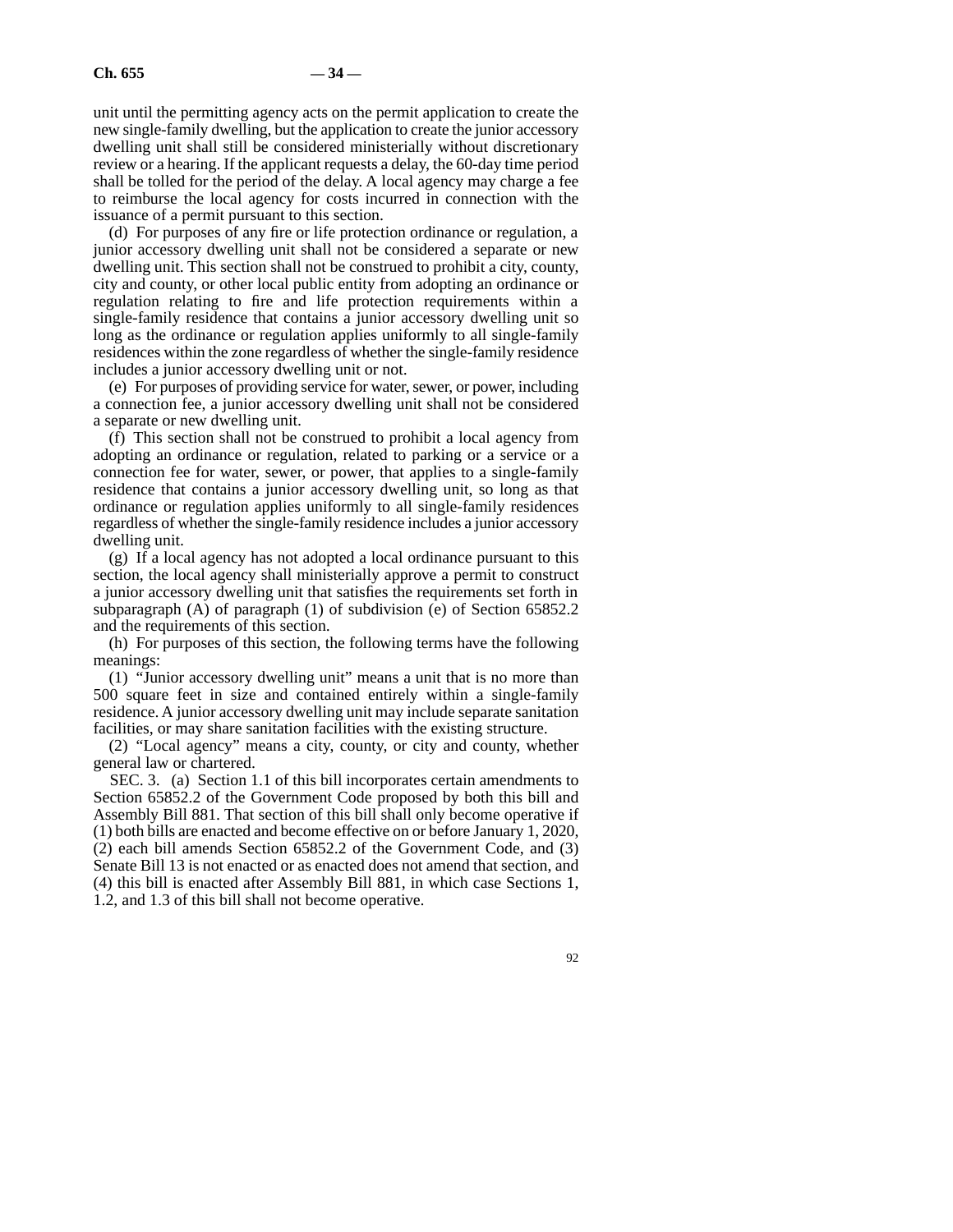unit until the permitting agency acts on the permit application to create the new single-family dwelling, but the application to create the junior accessory dwelling unit shall still be considered ministerially without discretionary review or a hearing. If the applicant requests a delay, the 60-day time period shall be tolled for the period of the delay. A local agency may charge a fee to reimburse the local agency for costs incurred in connection with the issuance of a permit pursuant to this section.

(d) For purposes of any fire or life protection ordinance or regulation, a junior accessory dwelling unit shall not be considered a separate or new dwelling unit. This section shall not be construed to prohibit a city, county, city and county, or other local public entity from adopting an ordinance or regulation relating to fire and life protection requirements within a single-family residence that contains a junior accessory dwelling unit so long as the ordinance or regulation applies uniformly to all single-family residences within the zone regardless of whether the single-family residence includes a junior accessory dwelling unit or not.

(e) For purposes of providing service for water, sewer, or power, including a connection fee, a junior accessory dwelling unit shall not be considered a separate or new dwelling unit.

(f) This section shall not be construed to prohibit a local agency from adopting an ordinance or regulation, related to parking or a service or a connection fee for water, sewer, or power, that applies to a single-family residence that contains a junior accessory dwelling unit, so long as that ordinance or regulation applies uniformly to all single-family residences regardless of whether the single-family residence includes a junior accessory dwelling unit.

(g) If a local agency has not adopted a local ordinance pursuant to this section, the local agency shall ministerially approve a permit to construct a junior accessory dwelling unit that satisfies the requirements set forth in subparagraph (A) of paragraph (1) of subdivision (e) of Section 65852.2 and the requirements of this section.

(h) For purposes of this section, the following terms have the following meanings:

(1) "Junior accessory dwelling unit" means a unit that is no more than 500 square feet in size and contained entirely within a single-family residence. A junior accessory dwelling unit may include separate sanitation facilities, or may share sanitation facilities with the existing structure.

(2) "Local agency" means a city, county, or city and county, whether general law or chartered.

SEC. 3. (a) Section 1.1 of this bill incorporates certain amendments to Section 65852.2 of the Government Code proposed by both this bill and Assembly Bill 881. That section of this bill shall only become operative if (1) both bills are enacted and become effective on or before January 1, 2020, (2) each bill amends Section 65852.2 of the Government Code, and (3) Senate Bill 13 is not enacted or as enacted does not amend that section, and (4) this bill is enacted after Assembly Bill 881, in which case Sections 1, 1.2, and 1.3 of this bill shall not become operative.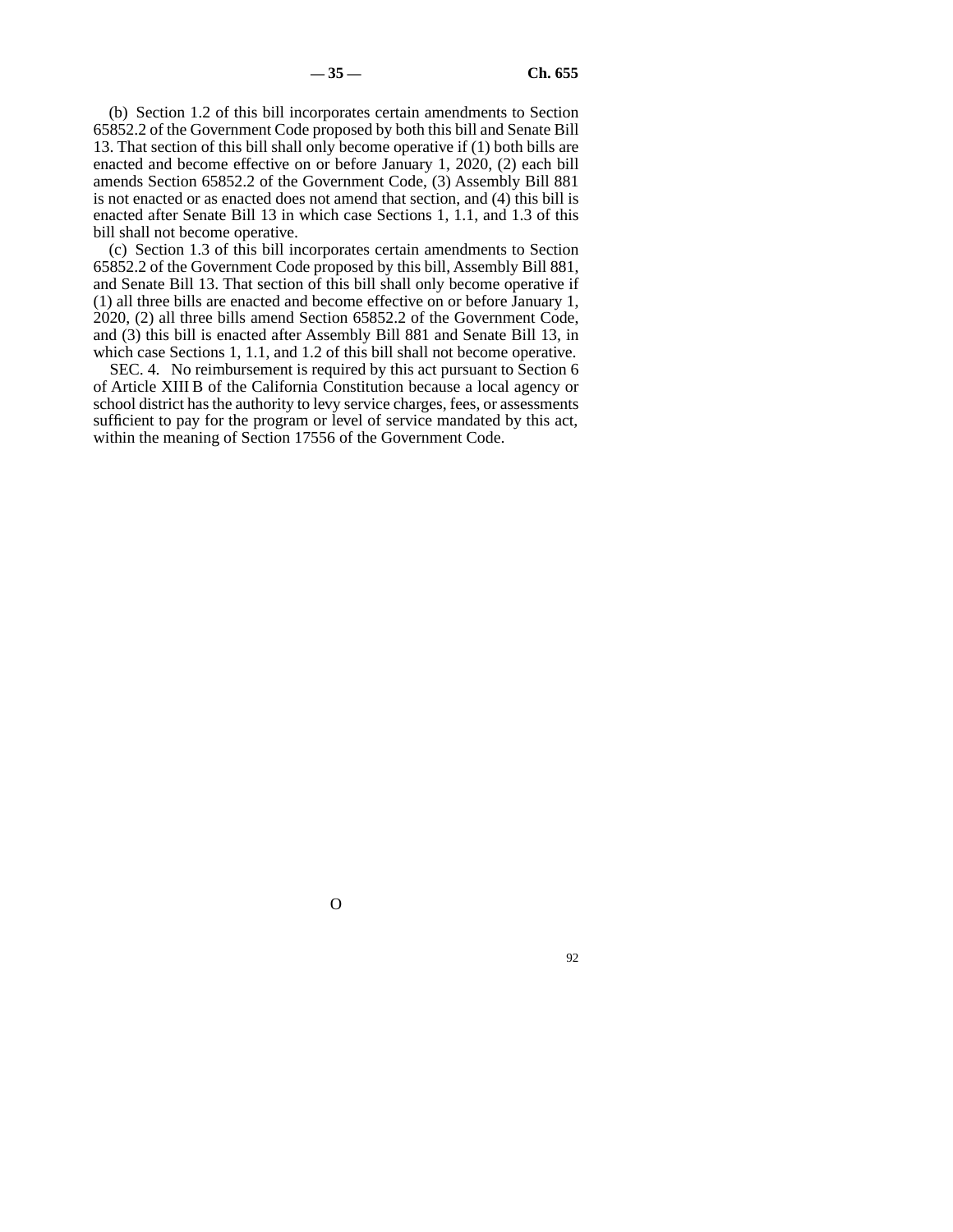(b) Section 1.2 of this bill incorporates certain amendments to Section 65852.2 of the Government Code proposed by both this bill and Senate Bill 13. That section of this bill shall only become operative if (1) both bills are enacted and become effective on or before January 1, 2020, (2) each bill amends Section 65852.2 of the Government Code, (3) Assembly Bill 881 is not enacted or as enacted does not amend that section, and (4) this bill is enacted after Senate Bill 13 in which case Sections 1, 1.1, and 1.3 of this bill shall not become operative.

(c) Section 1.3 of this bill incorporates certain amendments to Section 65852.2 of the Government Code proposed by this bill, Assembly Bill 881, and Senate Bill 13. That section of this bill shall only become operative if (1) all three bills are enacted and become effective on or before January 1, 2020, (2) all three bills amend Section 65852.2 of the Government Code, and (3) this bill is enacted after Assembly Bill 881 and Senate Bill 13, in which case Sections 1, 1.1, and 1.2 of this bill shall not become operative.

SEC. 4. No reimbursement is required by this act pursuant to Section 6 of Article XIII B of the California Constitution because a local agency or school district has the authority to levy service charges, fees, or assessments sufficient to pay for the program or level of service mandated by this act, within the meaning of Section 17556 of the Government Code.